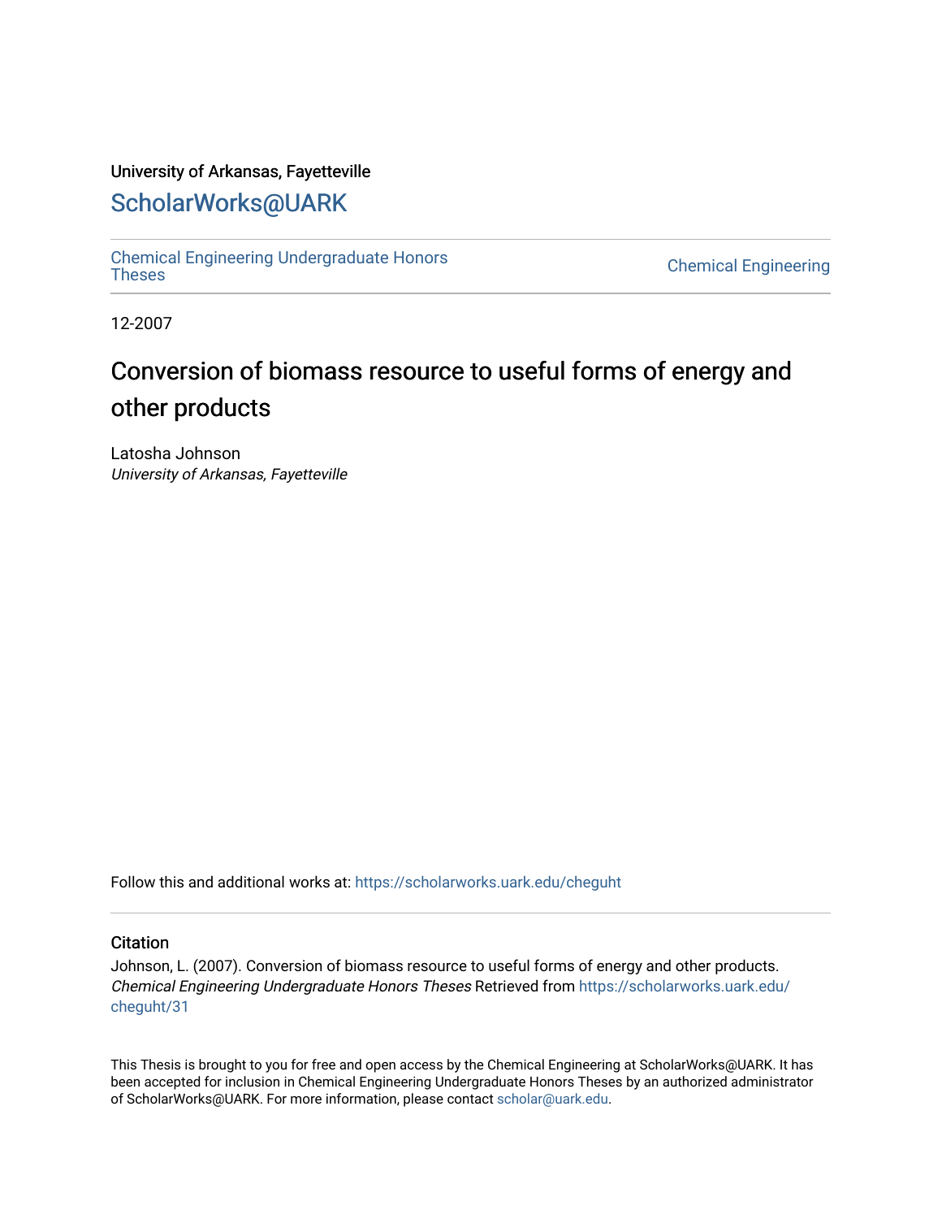University of Arkansas, Fayetteville

# ScholarWorks@UARK

Chemical Engineering Undergraduate Honors Theses | Chemical Engineering

12-2007

# Conversion of biomass resource to useful forms of energy and other products

Latosha Johnson
*University of Arkansas, Fayetteville*

Follow this and additional works at: https://scholarworks.uark.edu/cheguht

## Citation

Johnson, L. (2007). Conversion of biomass resource to useful forms of energy and other products. *Chemical Engineering Undergraduate Honors Theses* Retrieved from https://scholarworks.uark.edu/cheguht/31

This Thesis is brought to you for free and open access by the Chemical Engineering at ScholarWorks@UARK. It has been accepted for inclusion in Chemical Engineering Undergraduate Honors Theses by an authorized administrator of ScholarWorks@UARK. For more information, please contact scholar@uark.edu.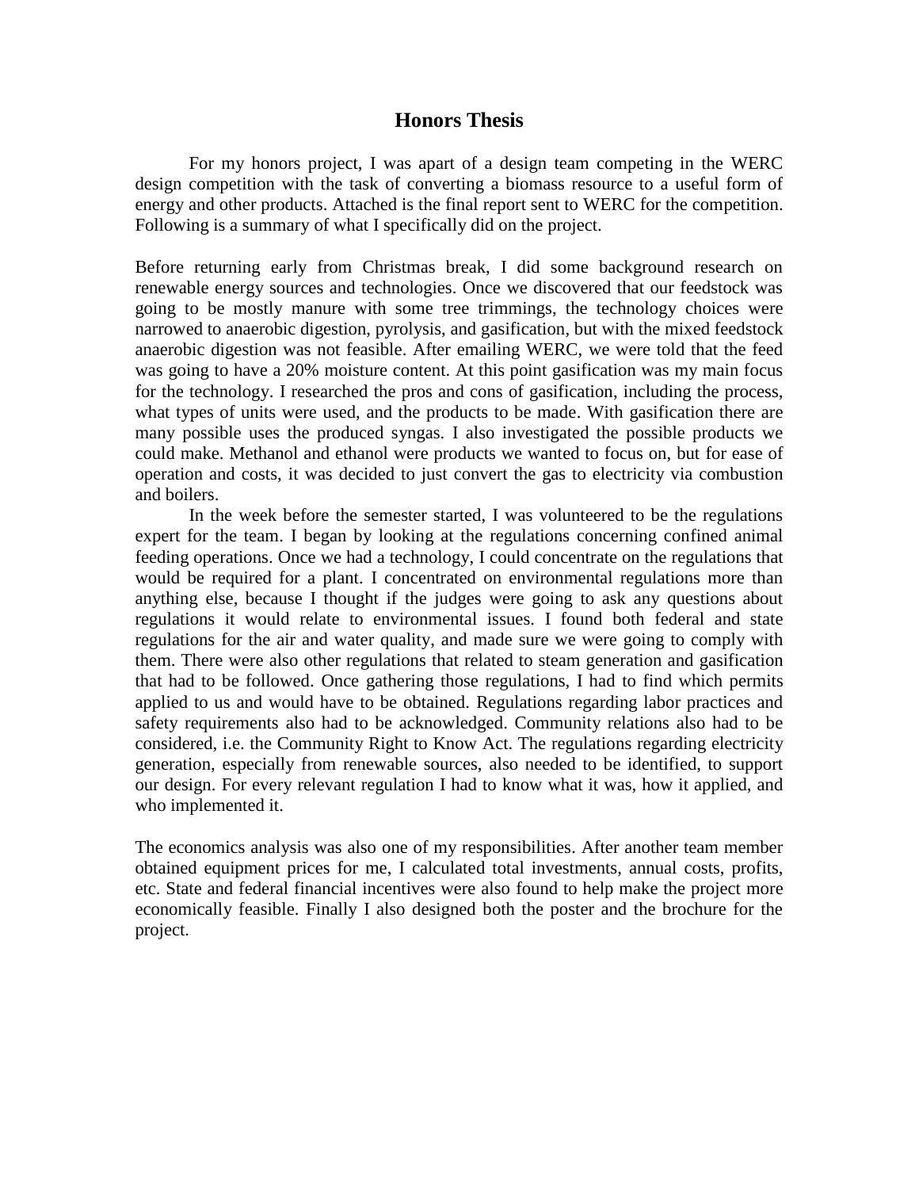# Honors Thesis

For my honors project, I was apart of a design team competing in the WERC design competition with the task of converting a biomass resource to a useful form of energy and other products. Attached is the final report sent to WERC for the competition. Following is a summary of what I specifically did on the project.

Before returning early from Christmas break, I did some background research on renewable energy sources and technologies. Once we discovered that our feedstock was going to be mostly manure with some tree trimmings, the technology choices were narrowed to anaerobic digestion, pyrolysis, and gasification, but with the mixed feedstock anaerobic digestion was not feasible. After emailing WERC, we were told that the feed was going to have a 20% moisture content. At this point gasification was my main focus for the technology. I researched the pros and cons of gasification, including the process, what types of units were used, and the products to be made. With gasification there are many possible uses the produced syngas. I also investigated the possible products we could make. Methanol and ethanol were products we wanted to focus on, but for ease of operation and costs, it was decided to just convert the gas to electricity via combustion and boilers.

In the week before the semester started, I was volunteered to be the regulations expert for the team. I began by looking at the regulations concerning confined animal feeding operations. Once we had a technology, I could concentrate on the regulations that would be required for a plant. I concentrated on environmental regulations more than anything else, because I thought if the judges were going to ask any questions about regulations it would relate to environmental issues. I found both federal and state regulations for the air and water quality, and made sure we were going to comply with them. There were also other regulations that related to steam generation and gasification that had to be followed. Once gathering those regulations, I had to find which permits applied to us and would have to be obtained. Regulations regarding labor practices and safety requirements also had to be acknowledged. Community relations also had to be considered, i.e. the Community Right to Know Act. The regulations regarding electricity generation, especially from renewable sources, also needed to be identified, to support our design. For every relevant regulation I had to know what it was, how it applied, and who implemented it.

The economics analysis was also one of my responsibilities. After another team member obtained equipment prices for me, I calculated total investments, annual costs, profits, etc. State and federal financial incentives were also found to help make the project more economically feasible. Finally I also designed both the poster and the brochure for the project.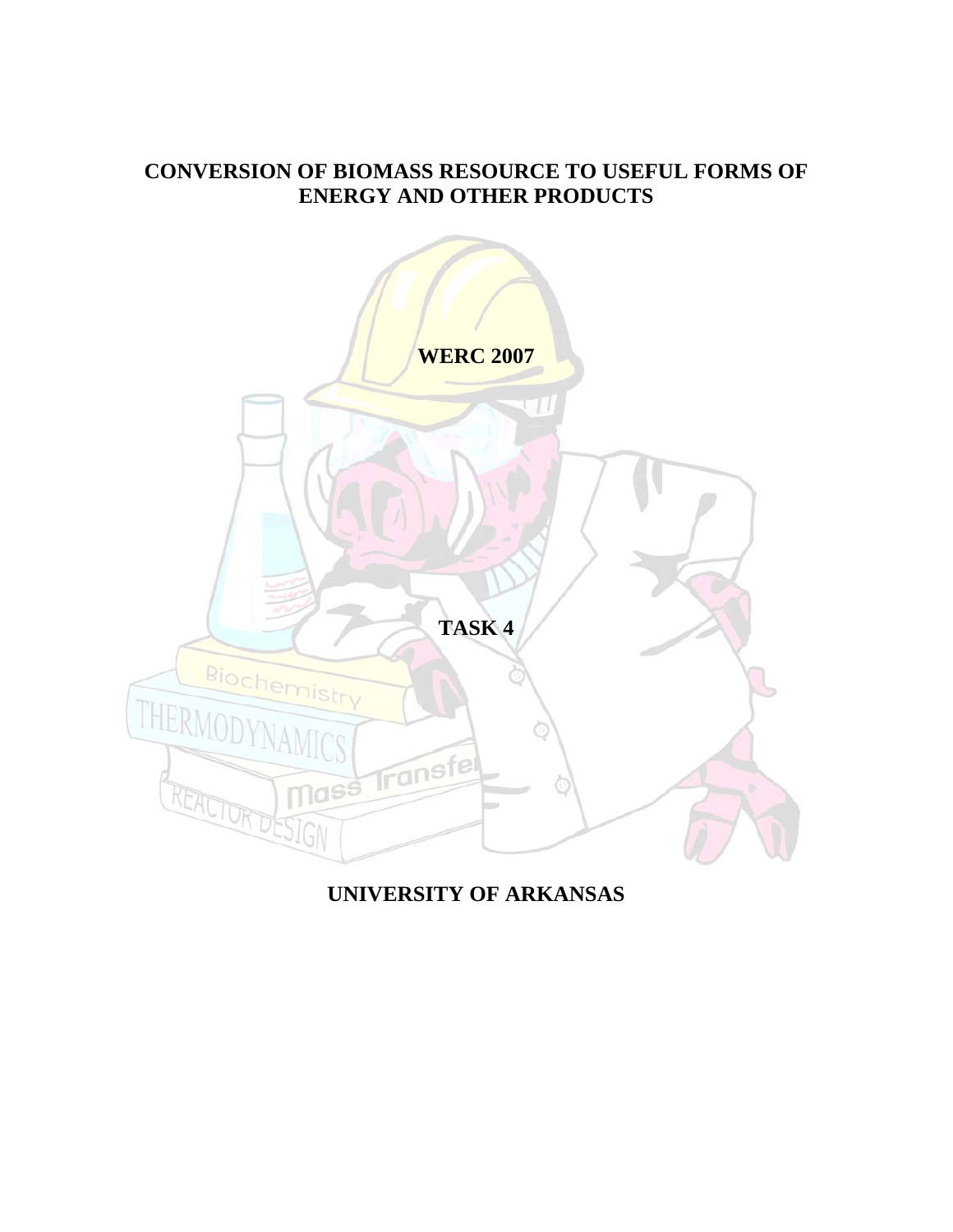# CONVERSION OF BIOMASS RESOURCE TO USEFUL FORMS OF ENERGY AND OTHER PRODUCTS

**WERC 2007**

**TASK 4**

**UNIVERSITY OF ARKANSAS**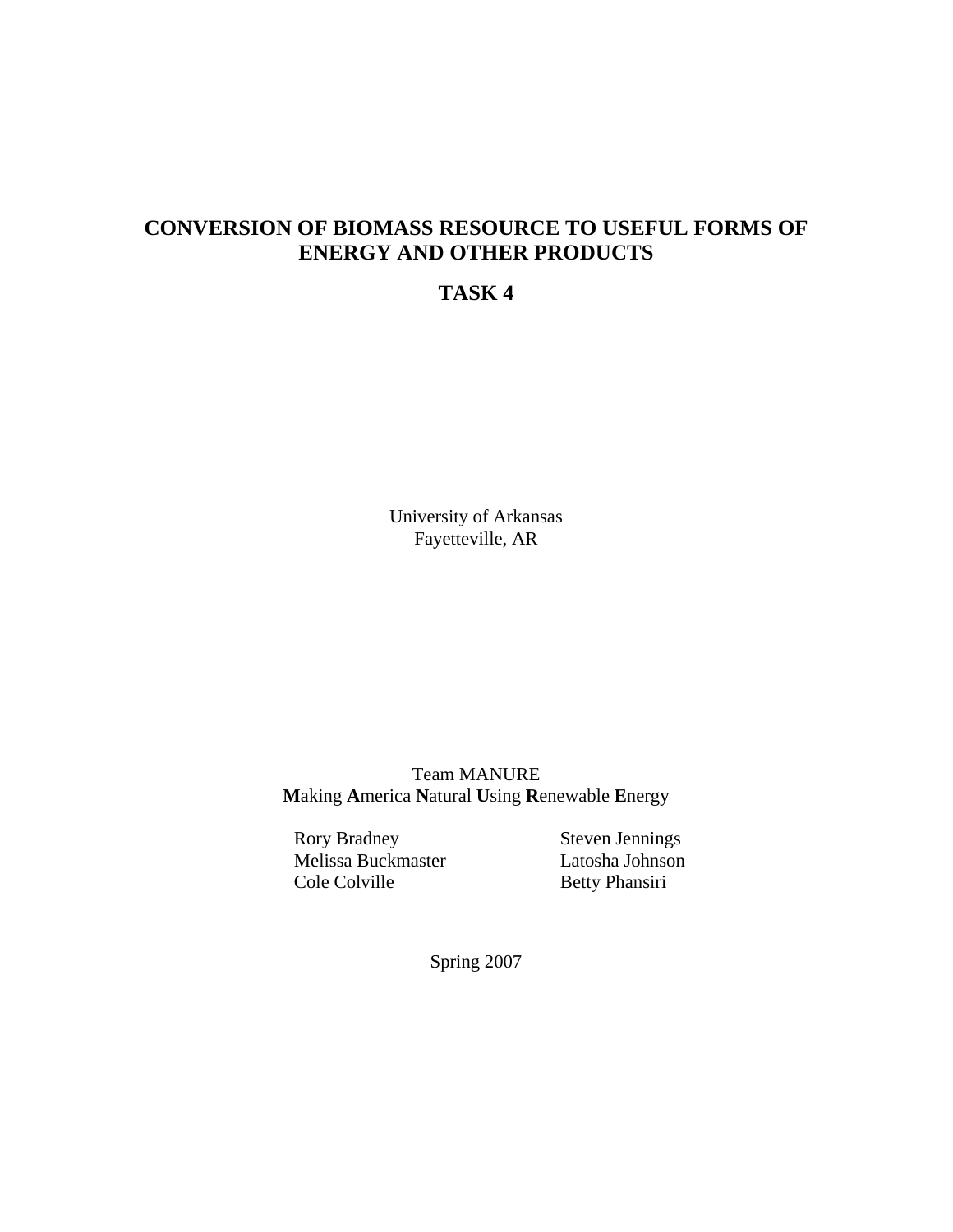# CONVERSION OF BIOMASS RESOURCE TO USEFUL FORMS OF ENERGY AND OTHER PRODUCTS

# TASK 4

University of Arkansas
Fayetteville, AR

Team MANURE
**M**aking **A**merica **N**atural **U**sing **R**enewable **E**nergy

Rory Bradney
Melissa Buckmaster
Cole Colville
Steven Jennings
Latosha Johnson
Betty Phansiri

Spring 2007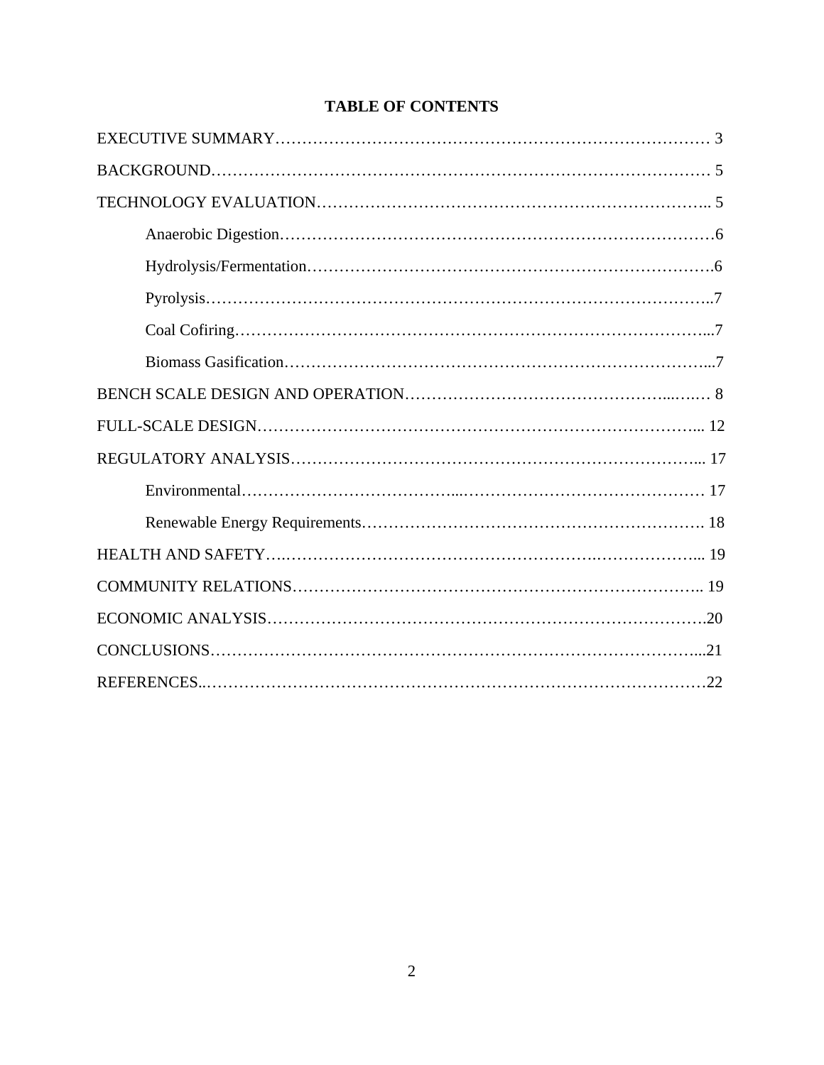**TABLE OF CONTENTS**

EXECUTIVE SUMMARY…………………………………………………………………………… 3

BACKGROUND………………………………………………………………………………… 5

TECHNOLOGY EVALUATION……………………………………………………………….. 5

- Anaerobic Digestion……………………………………………………………………6
- Hydrolysis/Fermentation……………………………………………………………….6
- Pyrolysis………………………………………………………………………………..7
- Coal Cofiring…………………………………………………………………………...7
- Biomass Gasification…………………………………………………………………...7

BENCH SCALE DESIGN AND OPERATION……………………………………………...…… 8

FULL-SCALE DESIGN………………………………………………………………………... 12

REGULATORY ANALYSIS…………………………………………………………………... 17

- Environmental……………………………………...……………………………………… 17
- Renewable Energy Requirements……………………………………………………. 18

HEALTH AND SAFETY….…………………………………………………….……………... 19

COMMUNITY RELATIONS………………………………………………………………….. 19

ECONOMIC ANALYSIS……………………………………………………………………….20

CONCLUSIONS………………………………………………………………………………...21

REFERENCES..…………………………………………………………………………………22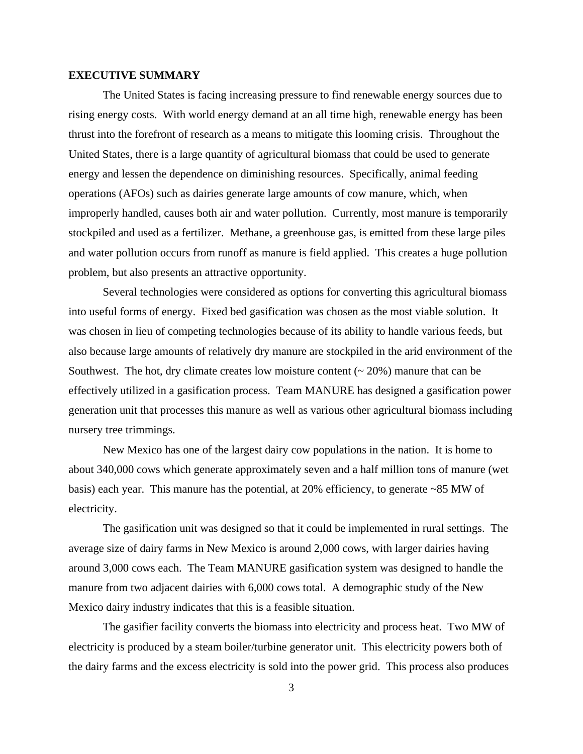## EXECUTIVE SUMMARY

The United States is facing increasing pressure to find renewable energy sources due to rising energy costs. With world energy demand at an all time high, renewable energy has been thrust into the forefront of research as a means to mitigate this looming crisis. Throughout the United States, there is a large quantity of agricultural biomass that could be used to generate energy and lessen the dependence on diminishing resources. Specifically, animal feeding operations (AFOs) such as dairies generate large amounts of cow manure, which, when improperly handled, causes both air and water pollution. Currently, most manure is temporarily stockpiled and used as a fertilizer. Methane, a greenhouse gas, is emitted from these large piles and water pollution occurs from runoff as manure is field applied. This creates a huge pollution problem, but also presents an attractive opportunity.

Several technologies were considered as options for converting this agricultural biomass into useful forms of energy. Fixed bed gasification was chosen as the most viable solution. It was chosen in lieu of competing technologies because of its ability to handle various feeds, but also because large amounts of relatively dry manure are stockpiled in the arid environment of the Southwest. The hot, dry climate creates low moisture content (~ 20%) manure that can be effectively utilized in a gasification process. Team MANURE has designed a gasification power generation unit that processes this manure as well as various other agricultural biomass including nursery tree trimmings.

New Mexico has one of the largest dairy cow populations in the nation. It is home to about 340,000 cows which generate approximately seven and a half million tons of manure (wet basis) each year. This manure has the potential, at 20% efficiency, to generate ~85 MW of electricity.

The gasification unit was designed so that it could be implemented in rural settings. The average size of dairy farms in New Mexico is around 2,000 cows, with larger dairies having around 3,000 cows each. The Team MANURE gasification system was designed to handle the manure from two adjacent dairies with 6,000 cows total. A demographic study of the New Mexico dairy industry indicates that this is a feasible situation.

The gasifier facility converts the biomass into electricity and process heat. Two MW of electricity is produced by a steam boiler/turbine generator unit. This electricity powers both of the dairy farms and the excess electricity is sold into the power grid. This process also produces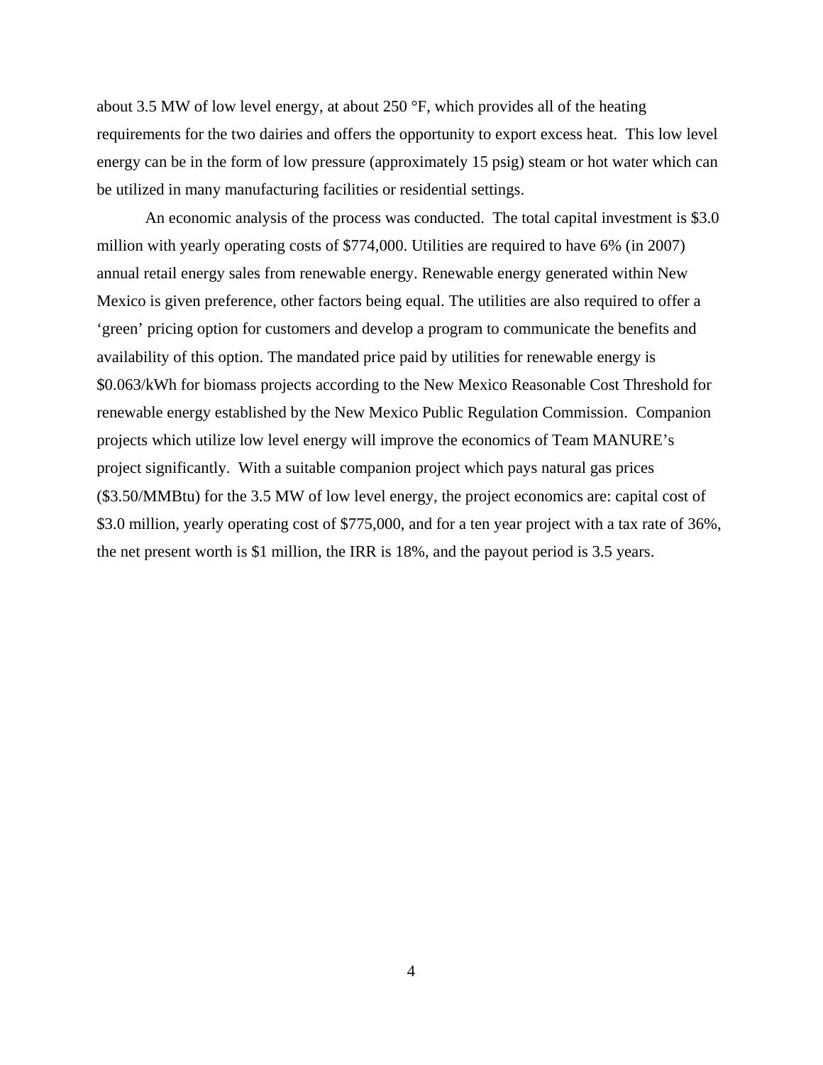about 3.5 MW of low level energy, at about 250 °F, which provides all of the heating requirements for the two dairies and offers the opportunity to export excess heat. This low level energy can be in the form of low pressure (approximately 15 psig) steam or hot water which can be utilized in many manufacturing facilities or residential settings.

An economic analysis of the process was conducted. The total capital investment is $3.0 million with yearly operating costs of $774,000. Utilities are required to have 6% (in 2007) annual retail energy sales from renewable energy. Renewable energy generated within New Mexico is given preference, other factors being equal. The utilities are also required to offer a 'green' pricing option for customers and develop a program to communicate the benefits and availability of this option. The mandated price paid by utilities for renewable energy is $0.063/kWh for biomass projects according to the New Mexico Reasonable Cost Threshold for renewable energy established by the New Mexico Public Regulation Commission. Companion projects which utilize low level energy will improve the economics of Team MANURE's project significantly. With a suitable companion project which pays natural gas prices ($3.50/MMBtu) for the 3.5 MW of low level energy, the project economics are: capital cost of $3.0 million, yearly operating cost of $775,000, and for a ten year project with a tax rate of 36%, the net present worth is $1 million, the IRR is 18%, and the payout period is 3.5 years.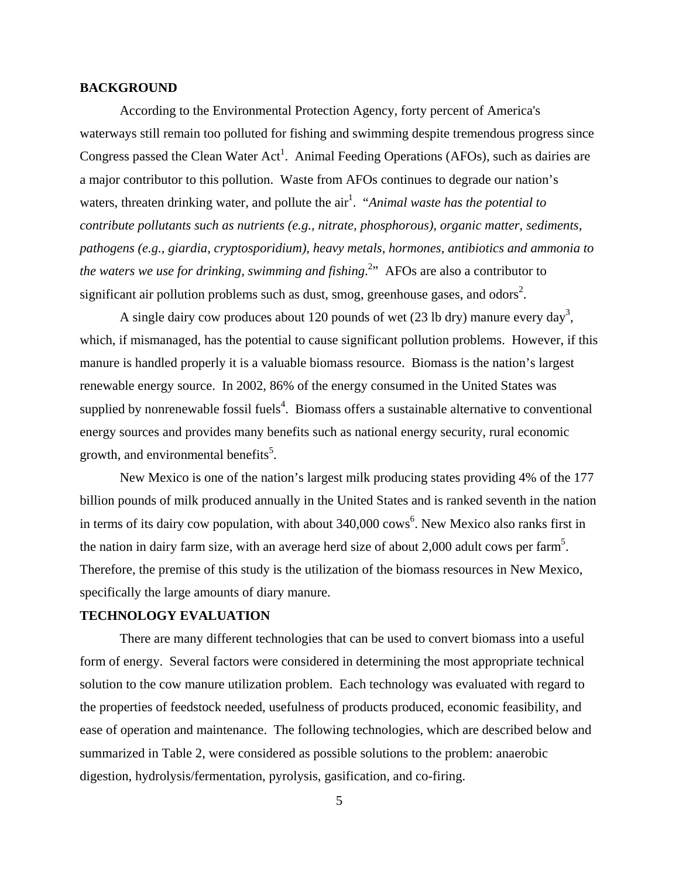## BACKGROUND

According to the Environmental Protection Agency, forty percent of America's waterways still remain too polluted for fishing and swimming despite tremendous progress since Congress passed the Clean Water Act[1]. Animal Feeding Operations (AFOs), such as dairies are a major contributor to this pollution. Waste from AFOs continues to degrade our nation's waters, threaten drinking water, and pollute the air[1]. "*Animal waste has the potential to contribute pollutants such as nutrients (e.g., nitrate, phosphorous), organic matter, sediments, pathogens (e.g., giardia, cryptosporidium), heavy metals, hormones, antibiotics and ammonia to the waters we use for drinking, swimming and fishing.*[2]" AFOs are also a contributor to significant air pollution problems such as dust, smog, greenhouse gases, and odors[2].

A single dairy cow produces about 120 pounds of wet (23 lb dry) manure every day[3], which, if mismanaged, has the potential to cause significant pollution problems. However, if this manure is handled properly it is a valuable biomass resource. Biomass is the nation's largest renewable energy source. In 2002, 86% of the energy consumed in the United States was supplied by nonrenewable fossil fuels[4]. Biomass offers a sustainable alternative to conventional energy sources and provides many benefits such as national energy security, rural economic growth, and environmental benefits[5].

New Mexico is one of the nation's largest milk producing states providing 4% of the 177 billion pounds of milk produced annually in the United States and is ranked seventh in the nation in terms of its dairy cow population, with about 340,000 cows[6]. New Mexico also ranks first in the nation in dairy farm size, with an average herd size of about 2,000 adult cows per farm[5]. Therefore, the premise of this study is the utilization of the biomass resources in New Mexico, specifically the large amounts of diary manure.

## TECHNOLOGY EVALUATION

There are many different technologies that can be used to convert biomass into a useful form of energy. Several factors were considered in determining the most appropriate technical solution to the cow manure utilization problem. Each technology was evaluated with regard to the properties of feedstock needed, usefulness of products produced, economic feasibility, and ease of operation and maintenance. The following technologies, which are described below and summarized in Table 2, were considered as possible solutions to the problem: anaerobic digestion, hydrolysis/fermentation, pyrolysis, gasification, and co-firing.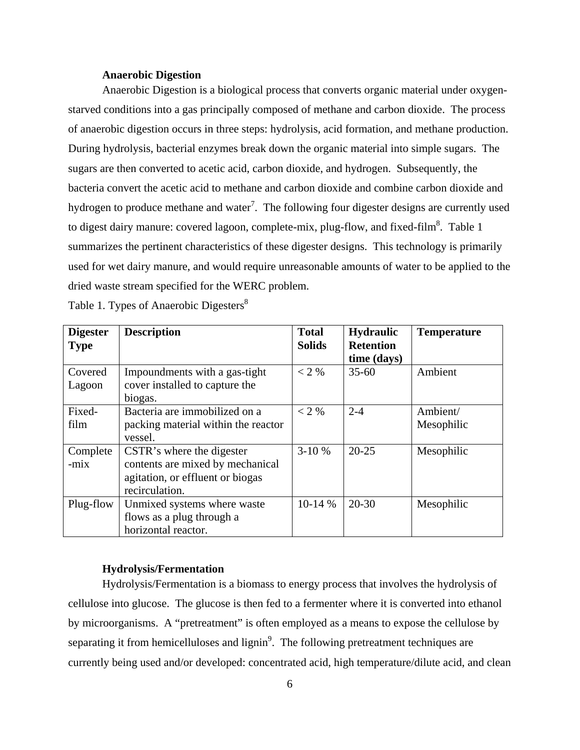### Anaerobic Digestion

Anaerobic Digestion is a biological process that converts organic material under oxygen-starved conditions into a gas principally composed of methane and carbon dioxide. The process of anaerobic digestion occurs in three steps: hydrolysis, acid formation, and methane production. During hydrolysis, bacterial enzymes break down the organic material into simple sugars. The sugars are then converted to acetic acid, carbon dioxide, and hydrogen. Subsequently, the bacteria convert the acetic acid to methane and carbon dioxide and combine carbon dioxide and hydrogen to produce methane and water[7]. The following four digester designs are currently used to digest dairy manure: covered lagoon, complete-mix, plug-flow, and fixed-film[8]. Table 1 summarizes the pertinent characteristics of these digester designs. This technology is primarily used for wet dairy manure, and would require unreasonable amounts of water to be applied to the dried waste stream specified for the WERC problem.

Table 1. Types of Anaerobic Digesters[8]

| Digester Type | Description | Total Solids | Hydraulic Retention time (days) | Temperature |
|---|---|---|---|---|
| Covered Lagoon | Impoundments with a gas-tight cover installed to capture the biogas. | < 2 % | 35-60 | Ambient |
| Fixed-film | Bacteria are immobilized on a packing material within the reactor vessel. | < 2 % | 2-4 | Ambient/ Mesophilic |
| Complete-mix | CSTR's where the digester contents are mixed by mechanical agitation, or effluent or biogas recirculation. | 3-10 % | 20-25 | Mesophilic |
| Plug-flow | Unmixed systems where waste flows as a plug through a horizontal reactor. | 10-14 % | 20-30 | Mesophilic |

### Hydrolysis/Fermentation

Hydrolysis/Fermentation is a biomass to energy process that involves the hydrolysis of cellulose into glucose. The glucose is then fed to a fermenter where it is converted into ethanol by microorganisms. A "pretreatment" is often employed as a means to expose the cellulose by separating it from hemicelluloses and lignin[9]. The following pretreatment techniques are currently being used and/or developed: concentrated acid, high temperature/dilute acid, and clean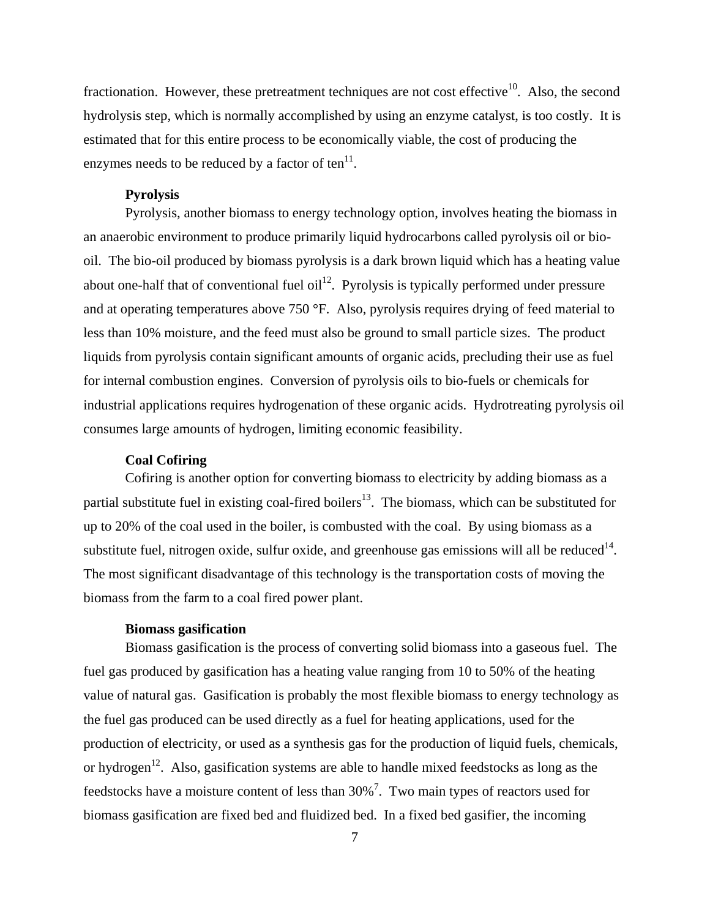fractionation. However, these pretreatment techniques are not cost effective[10]. Also, the second hydrolysis step, which is normally accomplished by using an enzyme catalyst, is too costly. It is estimated that for this entire process to be economically viable, the cost of producing the enzymes needs to be reduced by a factor of ten[11].

**Pyrolysis**

Pyrolysis, another biomass to energy technology option, involves heating the biomass in an anaerobic environment to produce primarily liquid hydrocarbons called pyrolysis oil or bio-oil. The bio-oil produced by biomass pyrolysis is a dark brown liquid which has a heating value about one-half that of conventional fuel oil[12]. Pyrolysis is typically performed under pressure and at operating temperatures above 750 °F. Also, pyrolysis requires drying of feed material to less than 10% moisture, and the feed must also be ground to small particle sizes. The product liquids from pyrolysis contain significant amounts of organic acids, precluding their use as fuel for internal combustion engines. Conversion of pyrolysis oils to bio-fuels or chemicals for industrial applications requires hydrogenation of these organic acids. Hydrotreating pyrolysis oil consumes large amounts of hydrogen, limiting economic feasibility.

**Coal Cofiring**

Cofiring is another option for converting biomass to electricity by adding biomass as a partial substitute fuel in existing coal-fired boilers[13]. The biomass, which can be substituted for up to 20% of the coal used in the boiler, is combusted with the coal. By using biomass as a substitute fuel, nitrogen oxide, sulfur oxide, and greenhouse gas emissions will all be reduced[14]. The most significant disadvantage of this technology is the transportation costs of moving the biomass from the farm to a coal fired power plant.

**Biomass gasification**

Biomass gasification is the process of converting solid biomass into a gaseous fuel. The fuel gas produced by gasification has a heating value ranging from 10 to 50% of the heating value of natural gas. Gasification is probably the most flexible biomass to energy technology as the fuel gas produced can be used directly as a fuel for heating applications, used for the production of electricity, or used as a synthesis gas for the production of liquid fuels, chemicals, or hydrogen[12]. Also, gasification systems are able to handle mixed feedstocks as long as the feedstocks have a moisture content of less than 30%[7]. Two main types of reactors used for biomass gasification are fixed bed and fluidized bed. In a fixed bed gasifier, the incoming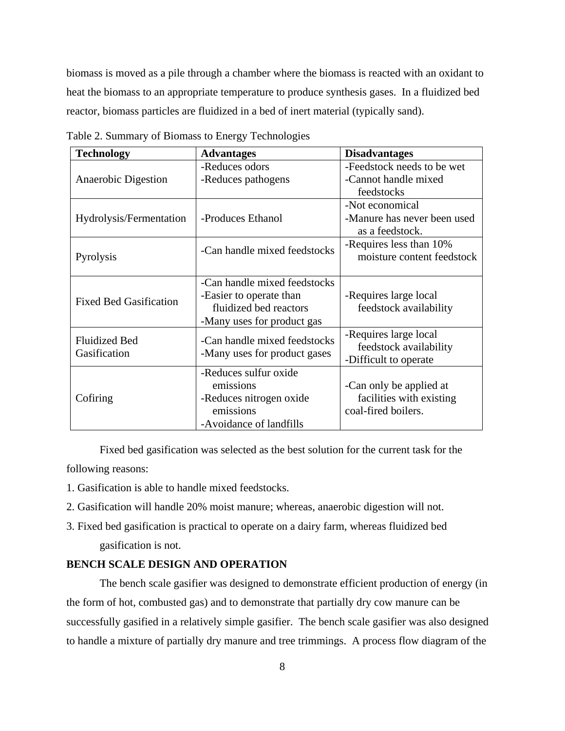biomass is moved as a pile through a chamber where the biomass is reacted with an oxidant to heat the biomass to an appropriate temperature to produce synthesis gases. In a fluidized bed reactor, biomass particles are fluidized in a bed of inert material (typically sand).

Table 2. Summary of Biomass to Energy Technologies

| Technology | Advantages | Disadvantages |
|---|---|---|
| Anaerobic Digestion | -Reduces odors<br>-Reduces pathogens | -Feedstock needs to be wet<br>-Cannot handle mixed feedstocks |
| Hydrolysis/Fermentation | -Produces Ethanol | -Not economical<br>-Manure has never been used as a feedstock. |
| Pyrolysis | -Can handle mixed feedstocks | -Requires less than 10% moisture content feedstock |
| Fixed Bed Gasification | -Can handle mixed feedstocks<br>-Easier to operate than fluidized bed reactors<br>-Many uses for product gas | -Requires large local feedstock availability |
| Fluidized Bed Gasification | -Can handle mixed feedstocks<br>-Many uses for product gases | -Requires large local feedstock availability<br>-Difficult to operate |
| Cofiring | -Reduces sulfur oxide emissions<br>-Reduces nitrogen oxide emissions<br>-Avoidance of landfills | -Can only be applied at facilities with existing coal-fired boilers. |

Fixed bed gasification was selected as the best solution for the current task for the following reasons:

1. Gasification is able to handle mixed feedstocks.
2. Gasification will handle 20% moist manure; whereas, anaerobic digestion will not.
3. Fixed bed gasification is practical to operate on a dairy farm, whereas fluidized bed gasification is not.

**BENCH SCALE DESIGN AND OPERATION**

The bench scale gasifier was designed to demonstrate efficient production of energy (in the form of hot, combusted gas) and to demonstrate that partially dry cow manure can be successfully gasified in a relatively simple gasifier. The bench scale gasifier was also designed to handle a mixture of partially dry manure and tree trimmings. A process flow diagram of the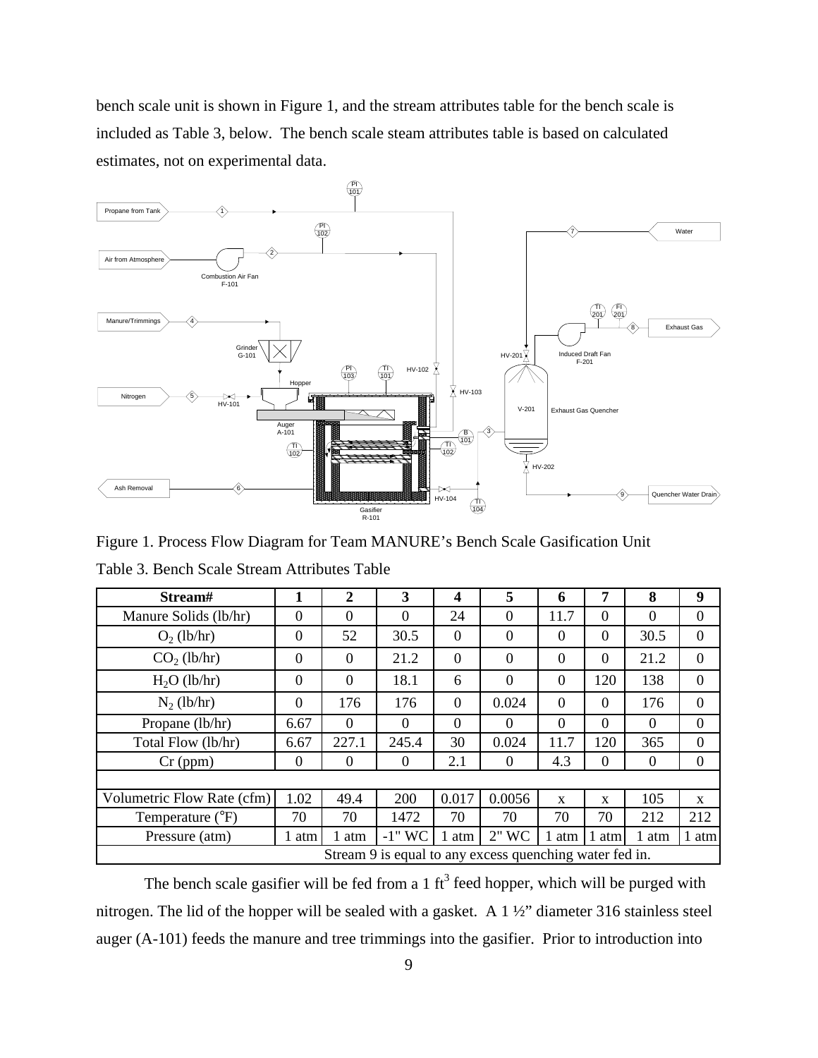bench scale unit is shown in Figure 1, and the stream attributes table for the bench scale is included as Table 3, below. The bench scale steam attributes table is based on calculated estimates, not on experimental data.

Figure 1. Process Flow Diagram for Team MANURE's Bench Scale Gasification Unit

Table 3. Bench Scale Stream Attributes Table

| Stream# | 1 | 2 | 3 | 4 | 5 | 6 | 7 | 8 | 9 |
|---|---|---|---|---|---|---|---|---|---|
| Manure Solids (lb/hr) | 0 | 0 | 0 | 24 | 0 | 11.7 | 0 | 0 | 0 |
| $O_2$ (lb/hr) | 0 | 52 | 30.5 | 0 | 0 | 0 | 0 | 30.5 | 0 |
| $CO_2$ (lb/hr) | 0 | 0 | 21.2 | 0 | 0 | 0 | 0 | 21.2 | 0 |
| $H_2O$ (lb/hr) | 0 | 0 | 18.1 | 6 | 0 | 0 | 120 | 138 | 0 |
| $N_2$ (lb/hr) | 0 | 176 | 176 | 0 | 0.024 | 0 | 0 | 176 | 0 |
| Propane (lb/hr) | 6.67 | 0 | 0 | 0 | 0 | 0 | 0 | 0 | 0 |
| Total Flow (lb/hr) | 6.67 | 227.1 | 245.4 | 30 | 0.024 | 11.7 | 120 | 365 | 0 |
| Cr (ppm) | 0 | 0 | 0 | 2.1 | 0 | 4.3 | 0 | 0 | 0 |
| | | | | | | | | | |
| Volumetric Flow Rate (cfm) | 1.02 | 49.4 | 200 | 0.017 | 0.0056 | x | x | 105 | x |
| Temperature (°F) | 70 | 70 | 1472 | 70 | 70 | 70 | 70 | 212 | 212 |
| Pressure (atm) | 1 atm | 1 atm | -1" WC | 1 atm | 2" WC | 1 atm | 1 atm | 1 atm | 1 atm |
| Stream 9 is equal to any excess quenching water fed in. | | | | | | | | | |

The bench scale gasifier will be fed from a 1 $ft^3$ feed hopper, which will be purged with nitrogen. The lid of the hopper will be sealed with a gasket. A 1 ½" diameter 316 stainless steel auger (A-101) feeds the manure and tree trimmings into the gasifier. Prior to introduction into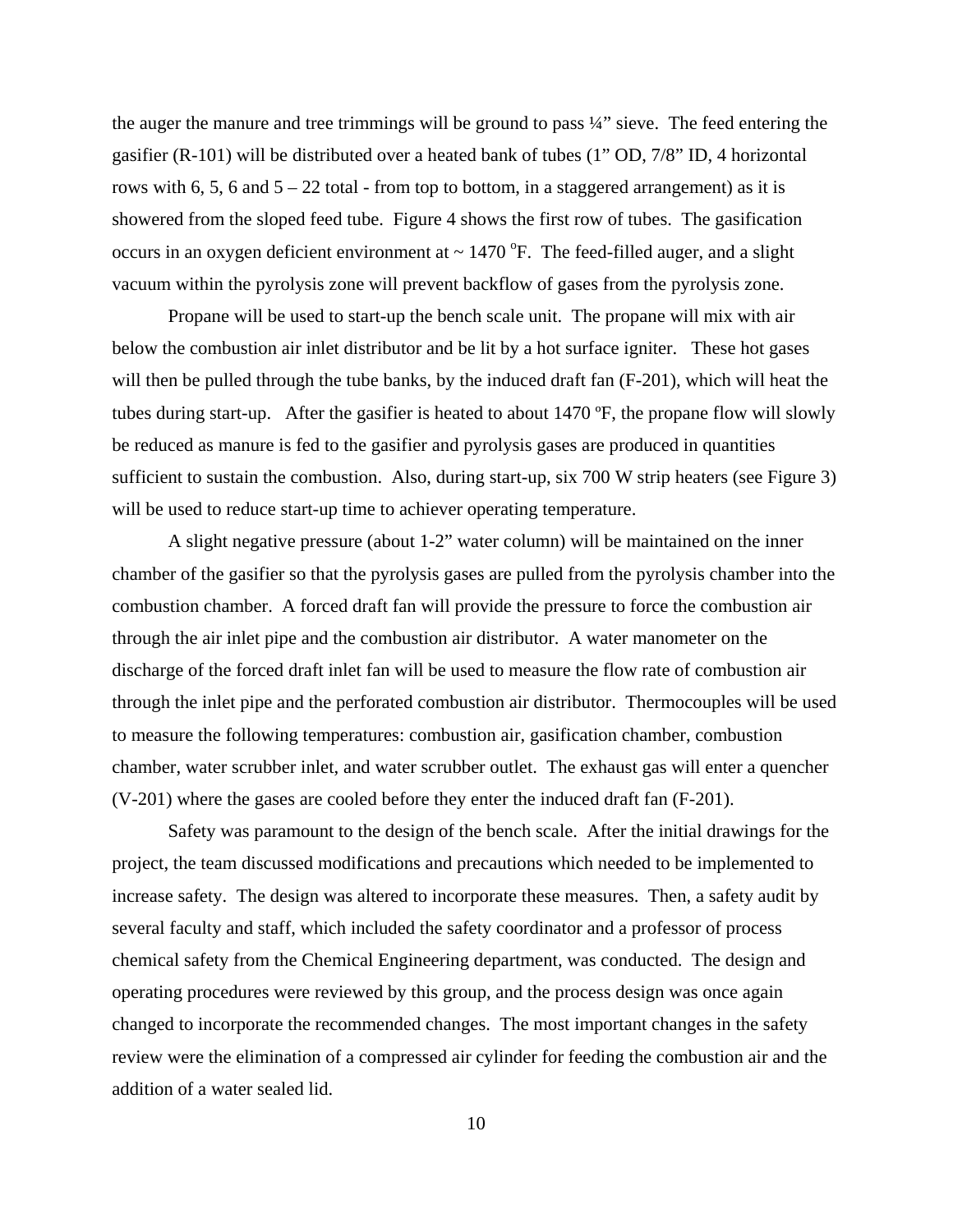the auger the manure and tree trimmings will be ground to pass ¼” sieve. The feed entering the gasifier (R-101) will be distributed over a heated bank of tubes (1” OD, 7/8” ID, 4 horizontal rows with 6, 5, 6 and 5 – 22 total - from top to bottom, in a staggered arrangement) as it is showered from the sloped feed tube. Figure 4 shows the first row of tubes. The gasification occurs in an oxygen deficient environment at ~ 1470 $^{o}$F. The feed-filled auger, and a slight vacuum within the pyrolysis zone will prevent backflow of gases from the pyrolysis zone.

Propane will be used to start-up the bench scale unit. The propane will mix with air below the combustion air inlet distributor and be lit by a hot surface igniter. These hot gases will then be pulled through the tube banks, by the induced draft fan (F-201), which will heat the tubes during start-up. After the gasifier is heated to about 1470 ºF, the propane flow will slowly be reduced as manure is fed to the gasifier and pyrolysis gases are produced in quantities sufficient to sustain the combustion. Also, during start-up, six 700 W strip heaters (see Figure 3) will be used to reduce start-up time to achiever operating temperature.

A slight negative pressure (about 1-2” water column) will be maintained on the inner chamber of the gasifier so that the pyrolysis gases are pulled from the pyrolysis chamber into the combustion chamber. A forced draft fan will provide the pressure to force the combustion air through the air inlet pipe and the combustion air distributor. A water manometer on the discharge of the forced draft inlet fan will be used to measure the flow rate of combustion air through the inlet pipe and the perforated combustion air distributor. Thermocouples will be used to measure the following temperatures: combustion air, gasification chamber, combustion chamber, water scrubber inlet, and water scrubber outlet. The exhaust gas will enter a quencher (V-201) where the gases are cooled before they enter the induced draft fan (F-201).

Safety was paramount to the design of the bench scale. After the initial drawings for the project, the team discussed modifications and precautions which needed to be implemented to increase safety. The design was altered to incorporate these measures. Then, a safety audit by several faculty and staff, which included the safety coordinator and a professor of process chemical safety from the Chemical Engineering department, was conducted. The design and operating procedures were reviewed by this group, and the process design was once again changed to incorporate the recommended changes. The most important changes in the safety review were the elimination of a compressed air cylinder for feeding the combustion air and the addition of a water sealed lid.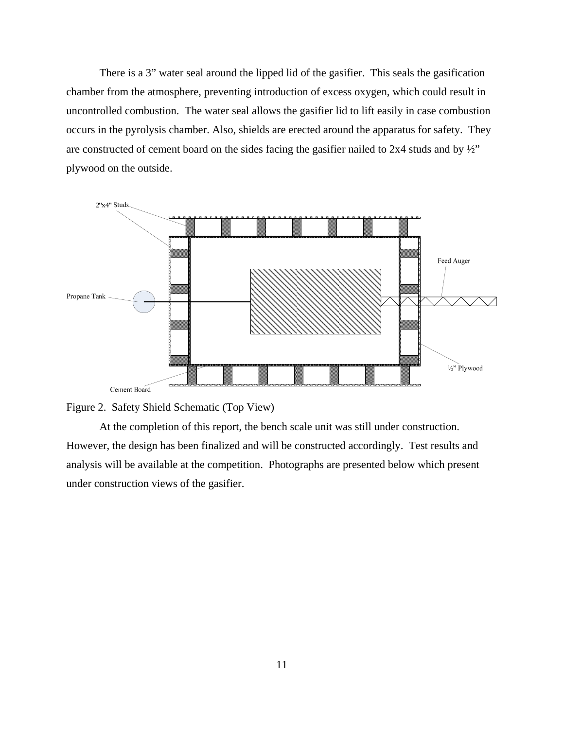There is a 3" water seal around the lipped lid of the gasifier. This seals the gasification chamber from the atmosphere, preventing introduction of excess oxygen, which could result in uncontrolled combustion. The water seal allows the gasifier lid to lift easily in case combustion occurs in the pyrolysis chamber. Also, shields are erected around the apparatus for safety. They are constructed of cement board on the sides facing the gasifier nailed to 2x4 studs and by ½" plywood on the outside.

Figure 2. Safety Shield Schematic (Top View)

At the completion of this report, the bench scale unit was still under construction. However, the design has been finalized and will be constructed accordingly. Test results and analysis will be available at the competition. Photographs are presented below which present under construction views of the gasifier.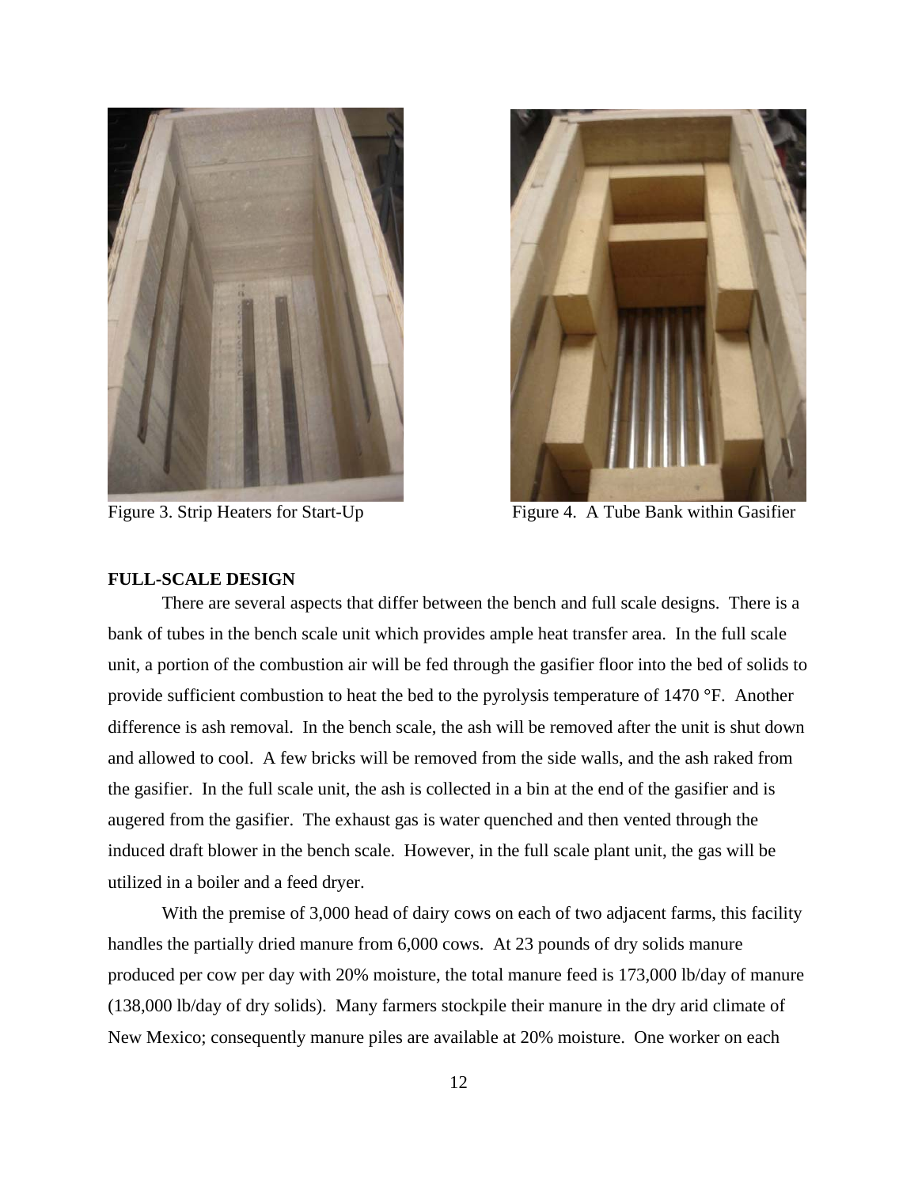Figure 3. Strip Heaters for Start-Up

Figure 4. A Tube Bank within Gasifier

**FULL-SCALE DESIGN**

There are several aspects that differ between the bench and full scale designs. There is a bank of tubes in the bench scale unit which provides ample heat transfer area. In the full scale unit, a portion of the combustion air will be fed through the gasifier floor into the bed of solids to provide sufficient combustion to heat the bed to the pyrolysis temperature of 1470 °F. Another difference is ash removal. In the bench scale, the ash will be removed after the unit is shut down and allowed to cool. A few bricks will be removed from the side walls, and the ash raked from the gasifier. In the full scale unit, the ash is collected in a bin at the end of the gasifier and is augered from the gasifier. The exhaust gas is water quenched and then vented through the induced draft blower in the bench scale. However, in the full scale plant unit, the gas will be utilized in a boiler and a feed dryer.

With the premise of 3,000 head of dairy cows on each of two adjacent farms, this facility handles the partially dried manure from 6,000 cows. At 23 pounds of dry solids manure produced per cow per day with 20% moisture, the total manure feed is 173,000 lb/day of manure (138,000 lb/day of dry solids). Many farmers stockpile their manure in the dry arid climate of New Mexico; consequently manure piles are available at 20% moisture. One worker on each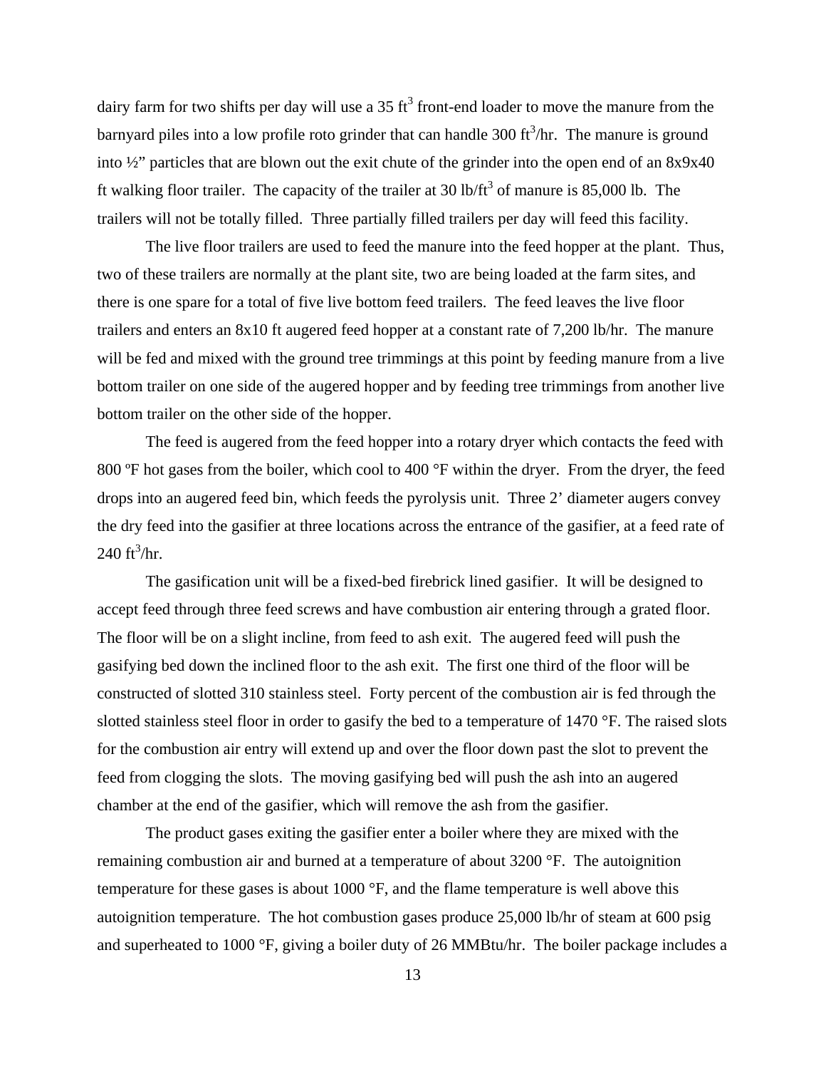dairy farm for two shifts per day will use a 35 $ft^3$ front-end loader to move the manure from the barnyard piles into a low profile roto grinder that can handle 300 $ft^3$/hr. The manure is ground into ½" particles that are blown out the exit chute of the grinder into the open end of an 8x9x40 ft walking floor trailer. The capacity of the trailer at 30 lb/$ft^3$ of manure is 85,000 lb. The trailers will not be totally filled. Three partially filled trailers per day will feed this facility.

The live floor trailers are used to feed the manure into the feed hopper at the plant. Thus, two of these trailers are normally at the plant site, two are being loaded at the farm sites, and there is one spare for a total of five live bottom feed trailers. The feed leaves the live floor trailers and enters an 8x10 ft augered feed hopper at a constant rate of 7,200 lb/hr. The manure will be fed and mixed with the ground tree trimmings at this point by feeding manure from a live bottom trailer on one side of the augered hopper and by feeding tree trimmings from another live bottom trailer on the other side of the hopper.

The feed is augered from the feed hopper into a rotary dryer which contacts the feed with 800 ºF hot gases from the boiler, which cool to 400 °F within the dryer. From the dryer, the feed drops into an augered feed bin, which feeds the pyrolysis unit. Three 2' diameter augers convey the dry feed into the gasifier at three locations across the entrance of the gasifier, at a feed rate of 240 $ft^3$/hr.

The gasification unit will be a fixed-bed firebrick lined gasifier. It will be designed to accept feed through three feed screws and have combustion air entering through a grated floor. The floor will be on a slight incline, from feed to ash exit. The augered feed will push the gasifying bed down the inclined floor to the ash exit. The first one third of the floor will be constructed of slotted 310 stainless steel. Forty percent of the combustion air is fed through the slotted stainless steel floor in order to gasify the bed to a temperature of 1470 °F. The raised slots for the combustion air entry will extend up and over the floor down past the slot to prevent the feed from clogging the slots. The moving gasifying bed will push the ash into an augered chamber at the end of the gasifier, which will remove the ash from the gasifier.

The product gases exiting the gasifier enter a boiler where they are mixed with the remaining combustion air and burned at a temperature of about 3200 °F. The autoignition temperature for these gases is about 1000 °F, and the flame temperature is well above this autoignition temperature. The hot combustion gases produce 25,000 lb/hr of steam at 600 psig and superheated to 1000 °F, giving a boiler duty of 26 MMBtu/hr. The boiler package includes a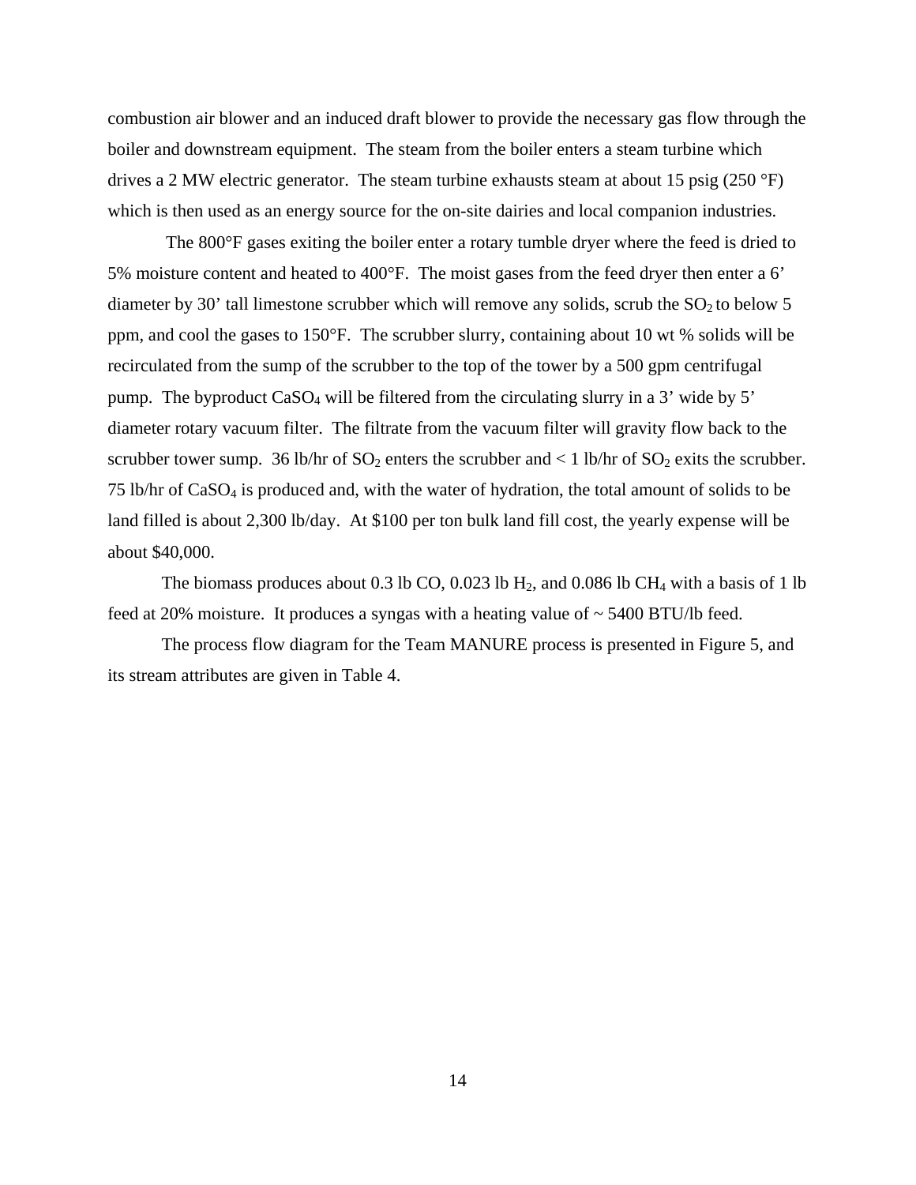combustion air blower and an induced draft blower to provide the necessary gas flow through the boiler and downstream equipment. The steam from the boiler enters a steam turbine which drives a 2 MW electric generator. The steam turbine exhausts steam at about 15 psig (250 °F) which is then used as an energy source for the on-site dairies and local companion industries.

The 800°F gases exiting the boiler enter a rotary tumble dryer where the feed is dried to 5% moisture content and heated to 400°F. The moist gases from the feed dryer then enter a 6' diameter by 30' tall limestone scrubber which will remove any solids, scrub the $SO_2$ to below 5 ppm, and cool the gases to 150°F. The scrubber slurry, containing about 10 wt % solids will be recirculated from the sump of the scrubber to the top of the tower by a 500 gpm centrifugal pump. The byproduct $CaSO_4$ will be filtered from the circulating slurry in a 3' wide by 5' diameter rotary vacuum filter. The filtrate from the vacuum filter will gravity flow back to the scrubber tower sump. 36 lb/hr of $SO_2$ enters the scrubber and < 1 lb/hr of $SO_2$ exits the scrubber. 75 lb/hr of $CaSO_4$ is produced and, with the water of hydration, the total amount of solids to be land filled is about 2,300 lb/day. At $100 per ton bulk land fill cost, the yearly expense will be about $40,000.

The biomass produces about 0.3 lb CO, 0.023 lb $H_2$, and 0.086 lb $CH_4$ with a basis of 1 lb feed at 20% moisture. It produces a syngas with a heating value of ~ 5400 BTU/lb feed.

The process flow diagram for the Team MANURE process is presented in Figure 5, and its stream attributes are given in Table 4.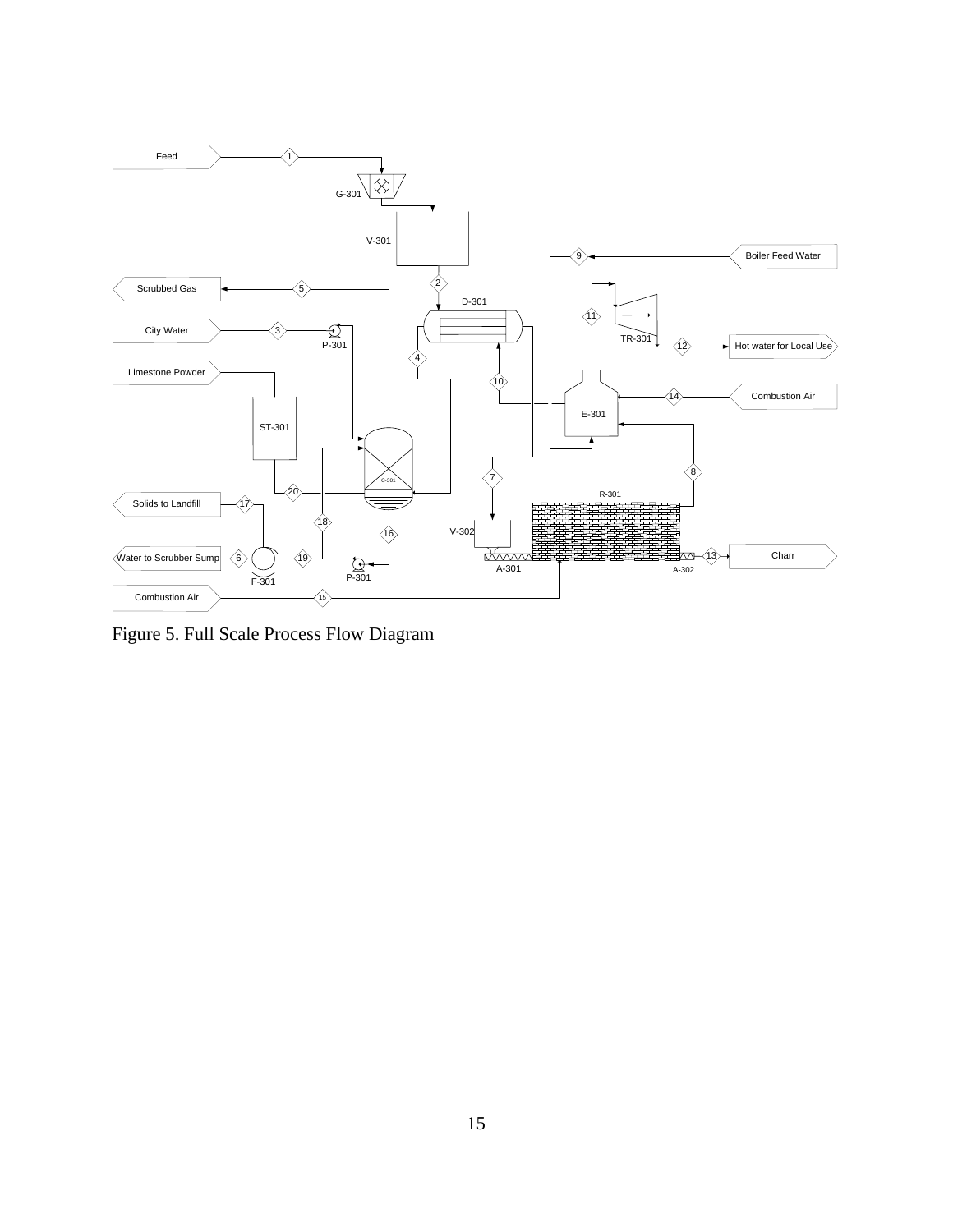Figure 5. Full Scale Process Flow Diagram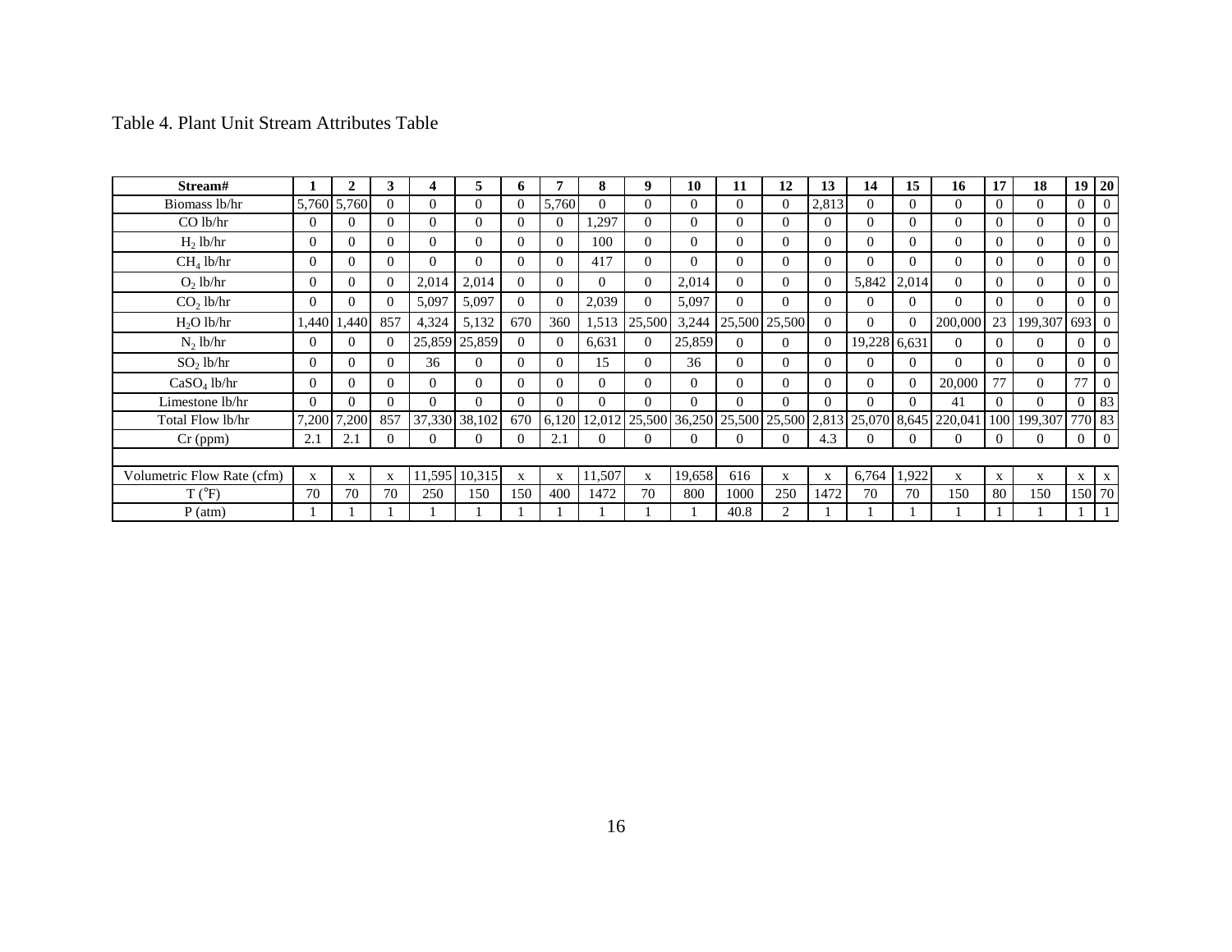Table 4. Plant Unit Stream Attributes Table

| Stream# | 1 | 2 | 3 | 4 | 5 | 6 | 7 | 8 | 9 | 10 | 11 | 12 | 13 | 14 | 15 | 16 | 17 | 18 | 19 | 20 |
|---|---|---|---|---|---|---|---|---|---|---|---|---|---|---|---|---|---|---|---|---|
| Biomass lb/hr | 5,760 | 5,760 | 0 | 0 | 0 | 0 | 5,760 | 0 | 0 | 0 | 0 | 0 | 2,813 | 0 | 0 | 0 | 0 | 0 | 0 | 0 |
| CO lb/hr | 0 | 0 | 0 | 0 | 0 | 0 | 0 | 1,297 | 0 | 0 | 0 | 0 | 0 | 0 | 0 | 0 | 0 | 0 | 0 | 0 |
| $H_2$ lb/hr | 0 | 0 | 0 | 0 | 0 | 0 | 0 | 100 | 0 | 0 | 0 | 0 | 0 | 0 | 0 | 0 | 0 | 0 | 0 | 0 |
| $CH_4$ lb/hr | 0 | 0 | 0 | 0 | 0 | 0 | 0 | 417 | 0 | 0 | 0 | 0 | 0 | 0 | 0 | 0 | 0 | 0 | 0 | 0 |
| $O_2$ lb/hr | 0 | 0 | 0 | 2,014 | 2,014 | 0 | 0 | 0 | 0 | 2,014 | 0 | 0 | 0 | 5,842 | 2,014 | 0 | 0 | 0 | 0 | 0 |
| $CO_2$ lb/hr | 0 | 0 | 0 | 5,097 | 5,097 | 0 | 0 | 2,039 | 0 | 5,097 | 0 | 0 | 0 | 0 | 0 | 0 | 0 | 0 | 0 | 0 |
| $H_2O$ lb/hr | 1,440 | 1,440 | 857 | 4,324 | 5,132 | 670 | 360 | 1,513 | 25,500 | 3,244 | 25,500 | 25,500 | 0 | 0 | 0 | 200,000 | 23 | 199,307 | 693 | 0 |
| $N_2$ lb/hr | 0 | 0 | 0 | 25,859 | 25,859 | 0 | 0 | 6,631 | 0 | 25,859 | 0 | 0 | 0 | 19,228 | 6,631 | 0 | 0 | 0 | 0 | 0 |
| $SO_2$ lb/hr | 0 | 0 | 0 | 36 | 0 | 0 | 0 | 15 | 0 | 36 | 0 | 0 | 0 | 0 | 0 | 0 | 0 | 0 | 0 | 0 |
| $CaSO_4$ lb/hr | 0 | 0 | 0 | 0 | 0 | 0 | 0 | 0 | 0 | 0 | 0 | 0 | 0 | 0 | 0 | 20,000 | 77 | 0 | 77 | 0 |
| Limestone lb/hr | 0 | 0 | 0 | 0 | 0 | 0 | 0 | 0 | 0 | 0 | 0 | 0 | 0 | 0 | 0 | 41 | 0 | 0 | 0 | 83 |
| Total Flow lb/hr | 7,200 | 7,200 | 857 | 37,330 | 38,102 | 670 | 6,120 | 12,012 | 25,500 | 36,250 | 25,500 | 25,500 | 2,813 | 25,070 | 8,645 | 220,041 | 100 | 199,307 | 770 | 83 |
| Cr (ppm) | 2.1 | 2.1 | 0 | 0 | 0 | 0 | 2.1 | 0 | 0 | 0 | 0 | 0 | 4.3 | 0 | 0 | 0 | 0 | 0 | 0 | 0 |
| | | | | | | | | | | | | | | | | | | | | |
| Volumetric Flow Rate (cfm) | x | x | x | 11,595 | 10,315 | x | x | 11,507 | x | 19,658 | 616 | x | x | 6,764 | 1,922 | x | x | x | x | x |
| T (°F) | 70 | 70 | 70 | 250 | 150 | 150 | 400 | 1472 | 70 | 800 | 1000 | 250 | 1472 | 70 | 70 | 150 | 80 | 150 | 150 | 70 |
| P (atm) | 1 | 1 | 1 | 1 | 1 | 1 | 1 | 1 | 1 | 1 | 40.8 | 2 | 1 | 1 | 1 | 1 | 1 | 1 | 1 | 1 |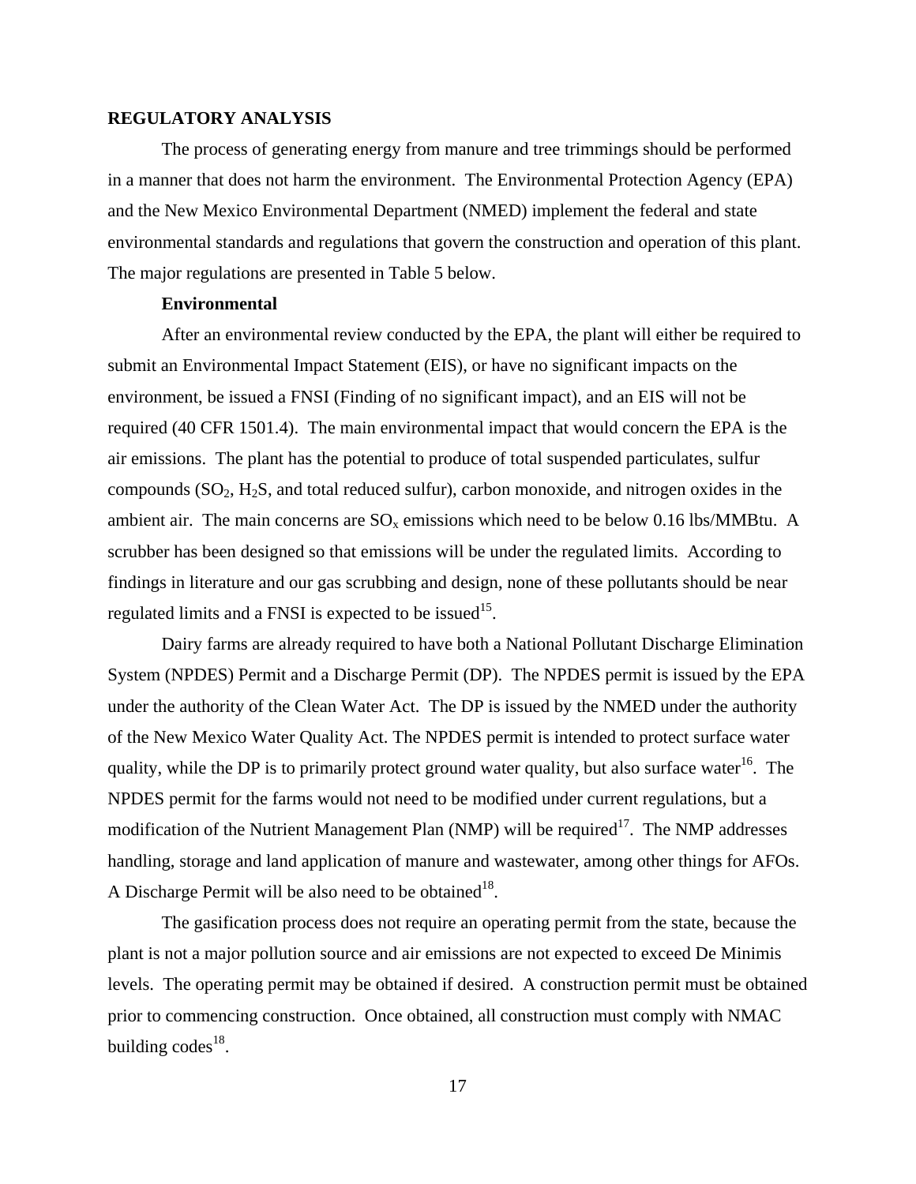## REGULATORY ANALYSIS

The process of generating energy from manure and tree trimmings should be performed in a manner that does not harm the environment. The Environmental Protection Agency (EPA) and the New Mexico Environmental Department (NMED) implement the federal and state environmental standards and regulations that govern the construction and operation of this plant. The major regulations are presented in Table 5 below.

### Environmental

After an environmental review conducted by the EPA, the plant will either be required to submit an Environmental Impact Statement (EIS), or have no significant impacts on the environment, be issued a FNSI (Finding of no significant impact), and an EIS will not be required (40 CFR 1501.4). The main environmental impact that would concern the EPA is the air emissions. The plant has the potential to produce of total suspended particulates, sulfur compounds ($SO_2$, $H_2S$, and total reduced sulfur), carbon monoxide, and nitrogen oxides in the ambient air. The main concerns are $SO_x$ emissions which need to be below 0.16 lbs/MMBtu. A scrubber has been designed so that emissions will be under the regulated limits. According to findings in literature and our gas scrubbing and design, none of these pollutants should be near regulated limits and a FNSI is expected to be issued[15].

Dairy farms are already required to have both a National Pollutant Discharge Elimination System (NPDES) Permit and a Discharge Permit (DP). The NPDES permit is issued by the EPA under the authority of the Clean Water Act. The DP is issued by the NMED under the authority of the New Mexico Water Quality Act. The NPDES permit is intended to protect surface water quality, while the DP is to primarily protect ground water quality, but also surface water[16]. The NPDES permit for the farms would not need to be modified under current regulations, but a modification of the Nutrient Management Plan (NMP) will be required[17]. The NMP addresses handling, storage and land application of manure and wastewater, among other things for AFOs. A Discharge Permit will be also need to be obtained[18].

The gasification process does not require an operating permit from the state, because the plant is not a major pollution source and air emissions are not expected to exceed De Minimis levels. The operating permit may be obtained if desired. A construction permit must be obtained prior to commencing construction. Once obtained, all construction must comply with NMAC building codes[18].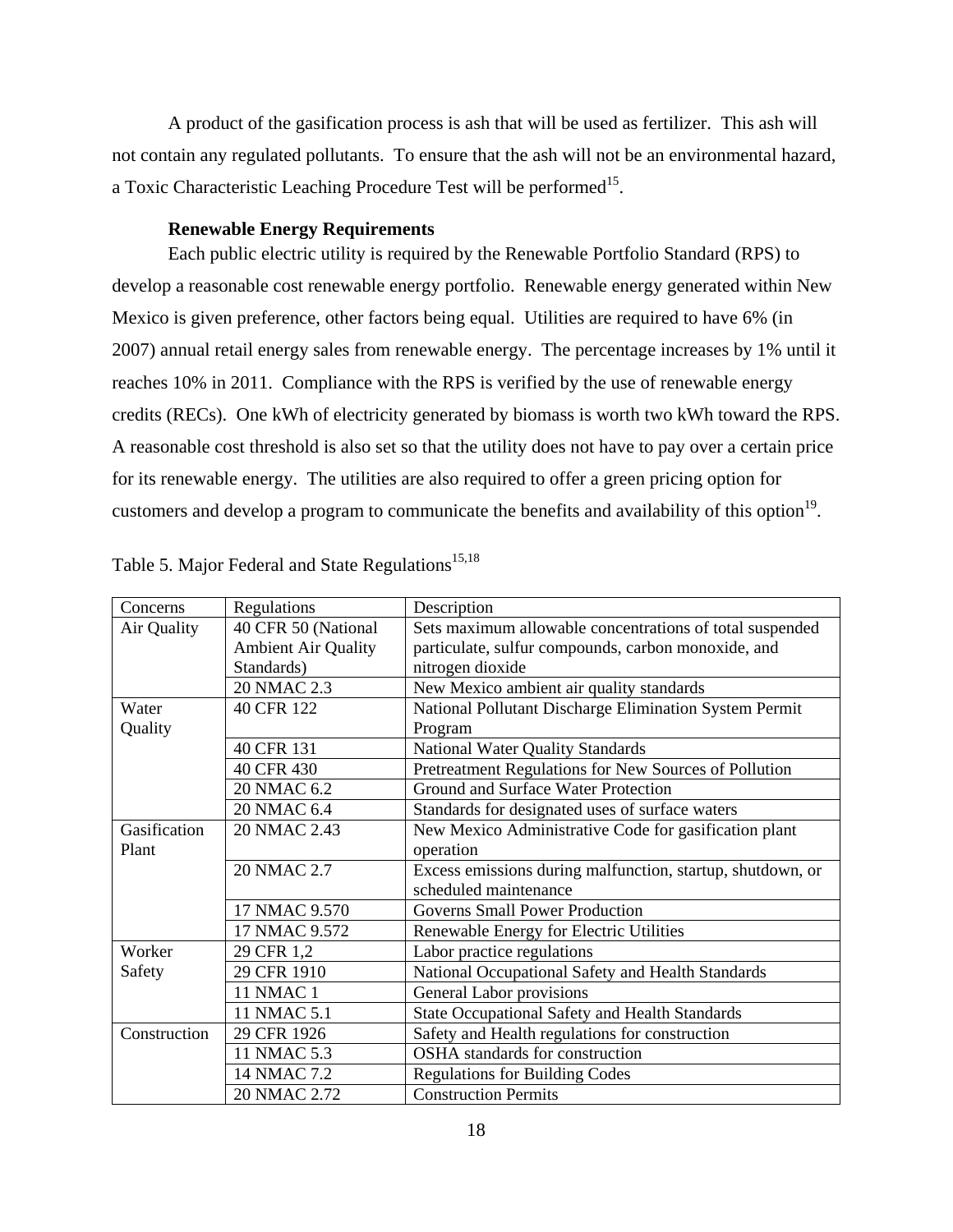A product of the gasification process is ash that will be used as fertilizer. This ash will not contain any regulated pollutants. To ensure that the ash will not be an environmental hazard, a Toxic Characteristic Leaching Procedure Test will be performed[15].

**Renewable Energy Requirements**

Each public electric utility is required by the Renewable Portfolio Standard (RPS) to develop a reasonable cost renewable energy portfolio. Renewable energy generated within New Mexico is given preference, other factors being equal. Utilities are required to have 6% (in 2007) annual retail energy sales from renewable energy. The percentage increases by 1% until it reaches 10% in 2011. Compliance with the RPS is verified by the use of renewable energy credits (RECs). One kWh of electricity generated by biomass is worth two kWh toward the RPS. A reasonable cost threshold is also set so that the utility does not have to pay over a certain price for its renewable energy. The utilities are also required to offer a green pricing option for customers and develop a program to communicate the benefits and availability of this option[19].

Table 5. Major Federal and State Regulations[15,18]

| Concerns | Regulations | Description |
|---|---|---|
| Air Quality | 40 CFR 50 (National Ambient Air Quality Standards) | Sets maximum allowable concentrations of total suspended particulate, sulfur compounds, carbon monoxide, and nitrogen dioxide |
| | 20 NMAC 2.3 | New Mexico ambient air quality standards |
| Water Quality | 40 CFR 122 | National Pollutant Discharge Elimination System Permit Program |
| | 40 CFR 131 | National Water Quality Standards |
| | 40 CFR 430 | Pretreatment Regulations for New Sources of Pollution |
| | 20 NMAC 6.2 | Ground and Surface Water Protection |
| | 20 NMAC 6.4 | Standards for designated uses of surface waters |
| Gasification Plant | 20 NMAC 2.43 | New Mexico Administrative Code for gasification plant operation |
| | 20 NMAC 2.7 | Excess emissions during malfunction, startup, shutdown, or scheduled maintenance |
| | 17 NMAC 9.570 | Governs Small Power Production |
| | 17 NMAC 9.572 | Renewable Energy for Electric Utilities |
| Worker Safety | 29 CFR 1,2 | Labor practice regulations |
| | 29 CFR 1910 | National Occupational Safety and Health Standards |
| | 11 NMAC 1 | General Labor provisions |
| | 11 NMAC 5.1 | State Occupational Safety and Health Standards |
| Construction | 29 CFR 1926 | Safety and Health regulations for construction |
| | 11 NMAC 5.3 | OSHA standards for construction |
| | 14 NMAC 7.2 | Regulations for Building Codes |
| | 20 NMAC 2.72 | Construction Permits |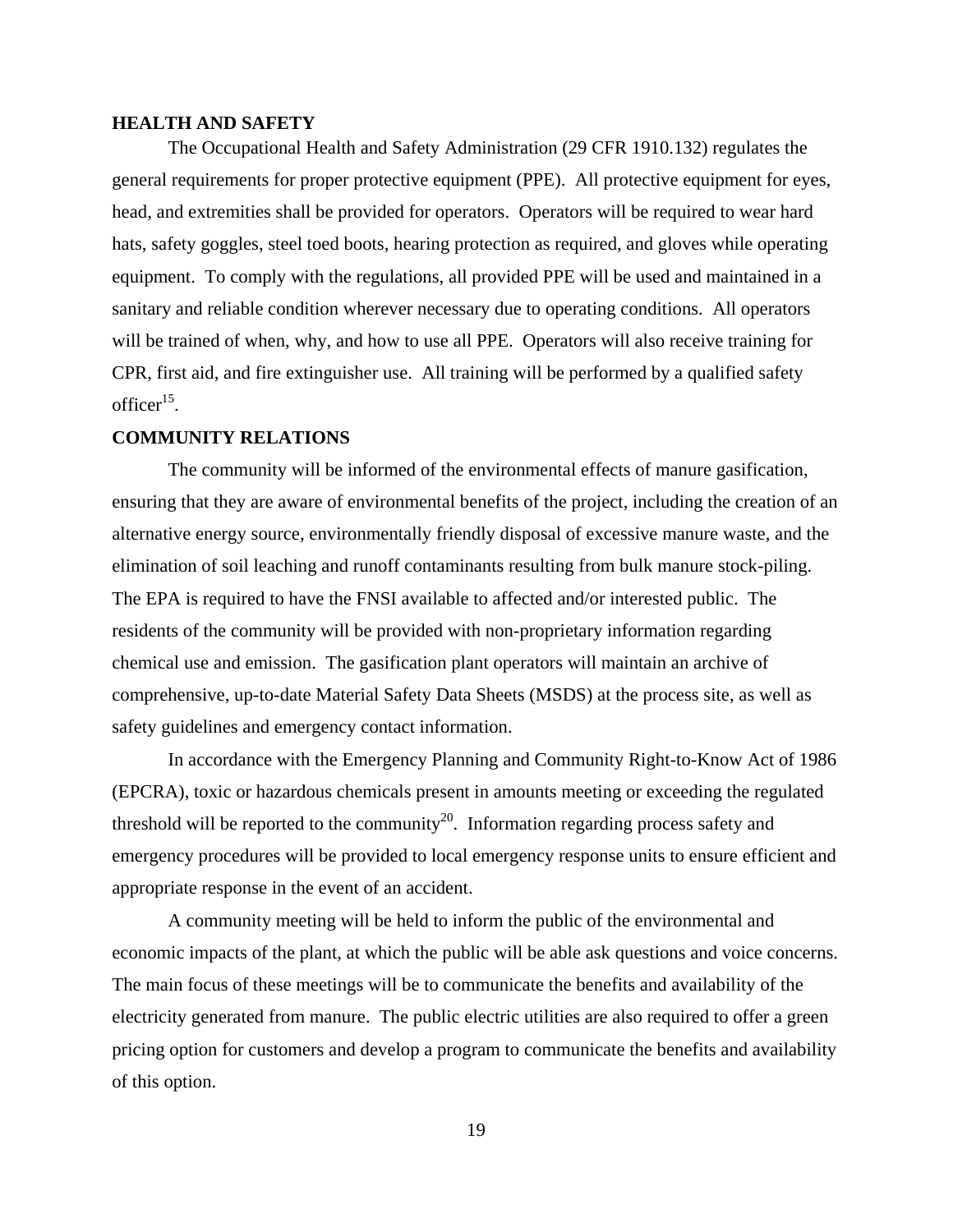## HEALTH AND SAFETY

The Occupational Health and Safety Administration (29 CFR 1910.132) regulates the general requirements for proper protective equipment (PPE). All protective equipment for eyes, head, and extremities shall be provided for operators. Operators will be required to wear hard hats, safety goggles, steel toed boots, hearing protection as required, and gloves while operating equipment. To comply with the regulations, all provided PPE will be used and maintained in a sanitary and reliable condition wherever necessary due to operating conditions. All operators will be trained of when, why, and how to use all PPE. Operators will also receive training for CPR, first aid, and fire extinguisher use. All training will be performed by a qualified safety officer[15].

## COMMUNITY RELATIONS

The community will be informed of the environmental effects of manure gasification, ensuring that they are aware of environmental benefits of the project, including the creation of an alternative energy source, environmentally friendly disposal of excessive manure waste, and the elimination of soil leaching and runoff contaminants resulting from bulk manure stock-piling. The EPA is required to have the FNSI available to affected and/or interested public. The residents of the community will be provided with non-proprietary information regarding chemical use and emission. The gasification plant operators will maintain an archive of comprehensive, up-to-date Material Safety Data Sheets (MSDS) at the process site, as well as safety guidelines and emergency contact information.

In accordance with the Emergency Planning and Community Right-to-Know Act of 1986 (EPCRA), toxic or hazardous chemicals present in amounts meeting or exceeding the regulated threshold will be reported to the community[20]. Information regarding process safety and emergency procedures will be provided to local emergency response units to ensure efficient and appropriate response in the event of an accident.

A community meeting will be held to inform the public of the environmental and economic impacts of the plant, at which the public will be able ask questions and voice concerns. The main focus of these meetings will be to communicate the benefits and availability of the electricity generated from manure. The public electric utilities are also required to offer a green pricing option for customers and develop a program to communicate the benefits and availability of this option.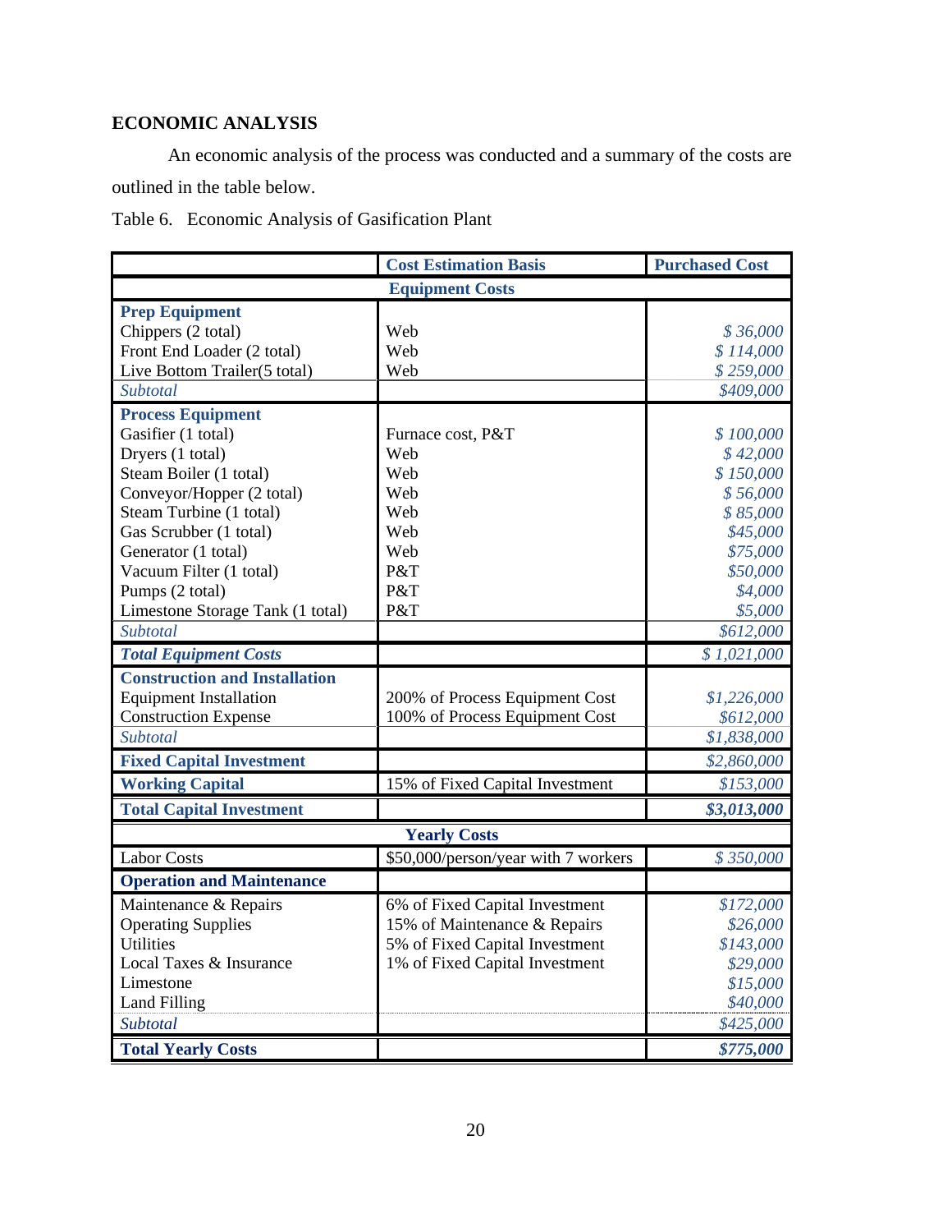## ECONOMIC ANALYSIS

An economic analysis of the process was conducted and a summary of the costs are outlined in the table below.

Table 6. Economic Analysis of Gasification Plant

| | Cost Estimation Basis | Purchased Cost |
|---|---|---|
| | **Equipment Costs** | |
| **Prep Equipment** | | |
| Chippers (2 total) | Web | *$ 36,000* |
| Front End Loader (2 total) | Web | *$ 114,000* |
| Live Bottom Trailer(5 total) | Web | *$ 259,000* |
| *Subtotal* | | *$409,000* |
| **Process Equipment** | | |
| Gasifier (1 total) | Furnace cost, P&T | *$ 100,000* |
| Dryers (1 total) | Web | *$ 42,000* |
| Steam Boiler (1 total) | Web | *$ 150,000* |
| Conveyor/Hopper (2 total) | Web | *$ 56,000* |
| Steam Turbine (1 total) | Web | *$ 85,000* |
| Gas Scrubber (1 total) | Web | *$45,000* |
| Generator (1 total) | Web | *$75,000* |
| Vacuum Filter (1 total) | P&T | *$50,000* |
| Pumps (2 total) | P&T | *$4,000* |
| Limestone Storage Tank (1 total) | P&T | *$5,000* |
| *Subtotal* | | *$612,000* |
| ***Total Equipment Costs*** | | *$ 1,021,000* |
| **Construction and Installation** | | |
| Equipment Installation | 200% of Process Equipment Cost | *$1,226,000* |
| Construction Expense | 100% of Process Equipment Cost | *$612,000* |
| *Subtotal* | | *$1,838,000* |
| **Fixed Capital Investment** | | *$2,860,000* |
| **Working Capital** | 15% of Fixed Capital Investment | *$153,000* |
| **Total Capital Investment** | | ***$3,013,000*** |
| | **Yearly Costs** | |
| Labor Costs | $50,000/person/year with 7 workers | *$ 350,000* |
| **Operation and Maintenance** | | |
| Maintenance & Repairs | 6% of Fixed Capital Investment | *$172,000* |
| Operating Supplies | 15% of Maintenance & Repairs | *$26,000* |
| Utilities | 5% of Fixed Capital Investment | *$143,000* |
| Local Taxes & Insurance | 1% of Fixed Capital Investment | *$29,000* |
| Limestone | | *$15,000* |
| Land Filling | | *$40,000* |
| *Subtotal* | | *$425,000* |
| **Total Yearly Costs** | | ***$775,000*** |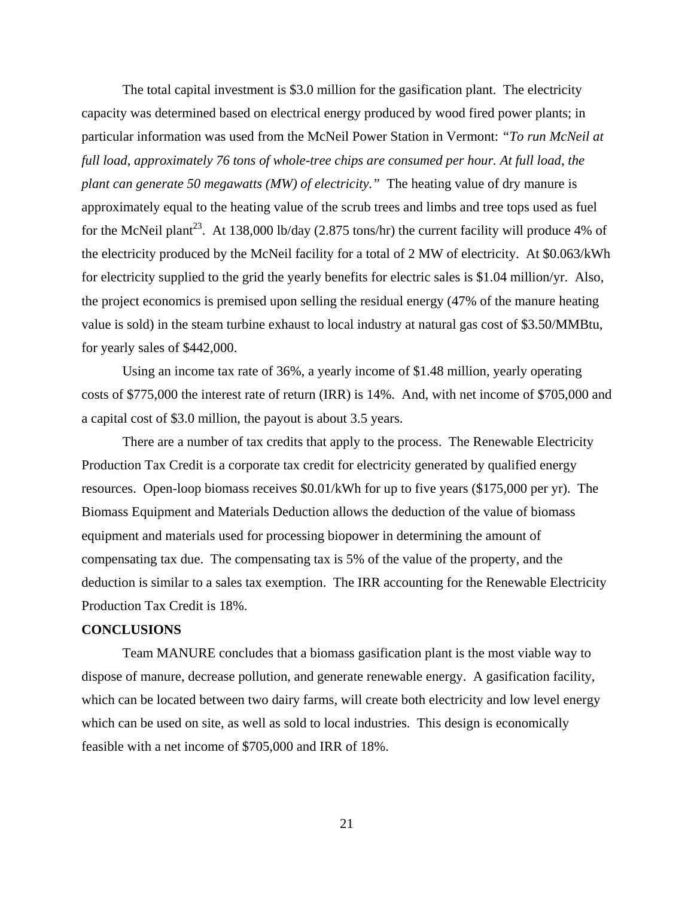The total capital investment is $3.0 million for the gasification plant. The electricity capacity was determined based on electrical energy produced by wood fired power plants; in particular information was used from the McNeil Power Station in Vermont: *"To run McNeil at full load, approximately 76 tons of whole-tree chips are consumed per hour. At full load, the plant can generate 50 megawatts (MW) of electricity."* The heating value of dry manure is approximately equal to the heating value of the scrub trees and limbs and tree tops used as fuel for the McNeil plant[23]. At 138,000 lb/day (2.875 tons/hr) the current facility will produce 4% of the electricity produced by the McNeil facility for a total of 2 MW of electricity. At $0.063/kWh for electricity supplied to the grid the yearly benefits for electric sales is $1.04 million/yr. Also, the project economics is premised upon selling the residual energy (47% of the manure heating value is sold) in the steam turbine exhaust to local industry at natural gas cost of $3.50/MMBtu, for yearly sales of $442,000.

Using an income tax rate of 36%, a yearly income of $1.48 million, yearly operating costs of $775,000 the interest rate of return (IRR) is 14%. And, with net income of $705,000 and a capital cost of $3.0 million, the payout is about 3.5 years.

There are a number of tax credits that apply to the process. The Renewable Electricity Production Tax Credit is a corporate tax credit for electricity generated by qualified energy resources. Open-loop biomass receives $0.01/kWh for up to five years ($175,000 per yr). The Biomass Equipment and Materials Deduction allows the deduction of the value of biomass equipment and materials used for processing biopower in determining the amount of compensating tax due. The compensating tax is 5% of the value of the property, and the deduction is similar to a sales tax exemption. The IRR accounting for the Renewable Electricity Production Tax Credit is 18%.

## CONCLUSIONS

Team MANURE concludes that a biomass gasification plant is the most viable way to dispose of manure, decrease pollution, and generate renewable energy. A gasification facility, which can be located between two dairy farms, will create both electricity and low level energy which can be used on site, as well as sold to local industries. This design is economically feasible with a net income of $705,000 and IRR of 18%.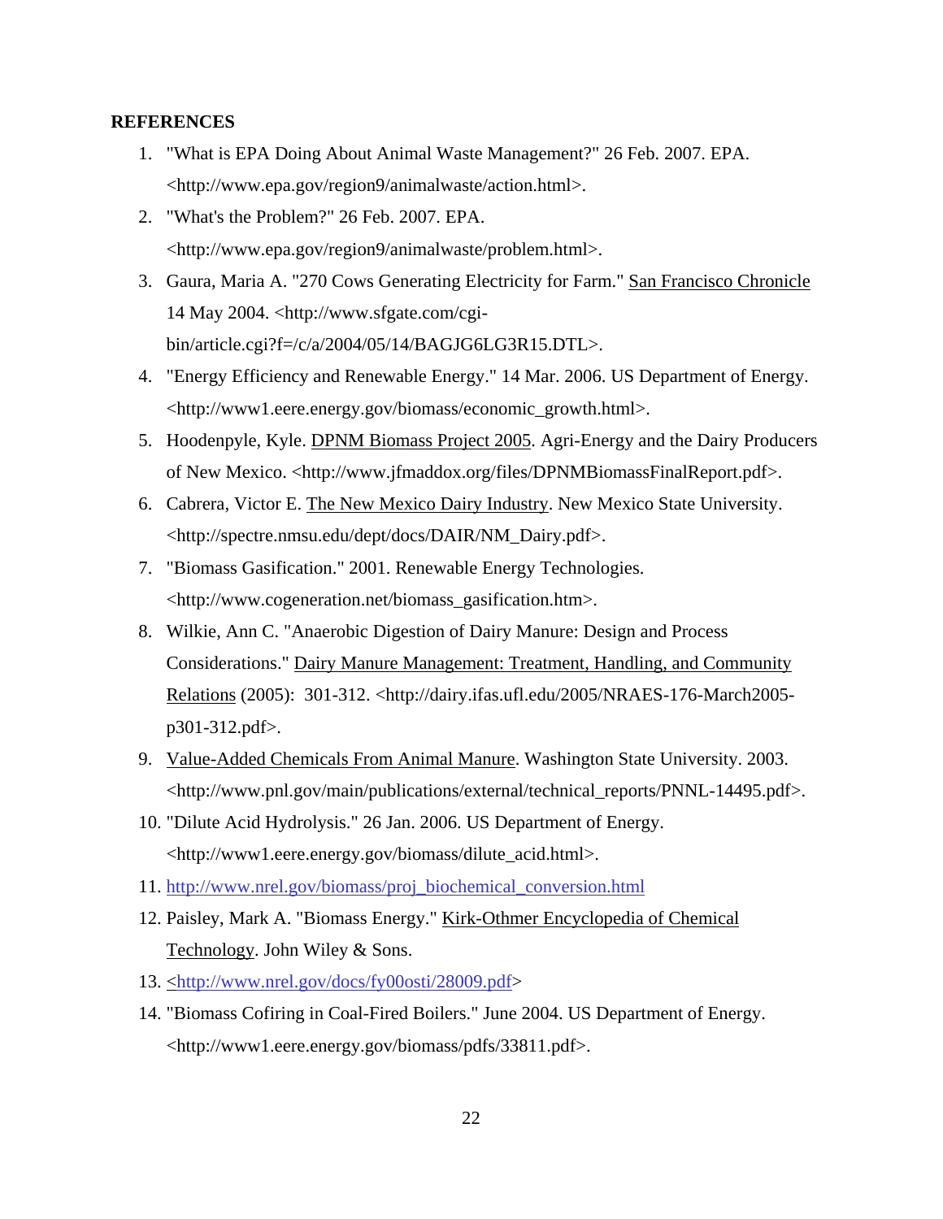**REFERENCES**

1. "What is EPA Doing About Animal Waste Management?" 26 Feb. 2007. EPA. <http://www.epa.gov/region9/animalwaste/action.html>.
2. "What's the Problem?" 26 Feb. 2007. EPA. <http://www.epa.gov/region9/animalwaste/problem.html>.
3. Gaura, Maria A. "270 Cows Generating Electricity for Farm." San Francisco Chronicle 14 May 2004. <http://www.sfgate.com/cgi-bin/article.cgi?f=/c/a/2004/05/14/BAGJG6LG3R15.DTL>.
4. "Energy Efficiency and Renewable Energy." 14 Mar. 2006. US Department of Energy. <http://www1.eere.energy.gov/biomass/economic_growth.html>.
5. Hoodenpyle, Kyle. DPNM Biomass Project 2005. Agri-Energy and the Dairy Producers of New Mexico. <http://www.jfmaddox.org/files/DPNMBiomassFinalReport.pdf>.
6. Cabrera, Victor E. The New Mexico Dairy Industry. New Mexico State University. <http://spectre.nmsu.edu/dept/docs/DAIR/NM_Dairy.pdf>.
7. "Biomass Gasification." 2001. Renewable Energy Technologies. <http://www.cogeneration.net/biomass_gasification.htm>.
8. Wilkie, Ann C. "Anaerobic Digestion of Dairy Manure: Design and Process Considerations." Dairy Manure Management: Treatment, Handling, and Community Relations (2005): 301-312. <http://dairy.ifas.ufl.edu/2005/NRAES-176-March2005-p301-312.pdf>.
9. Value-Added Chemicals From Animal Manure. Washington State University. 2003. <http://www.pnl.gov/main/publications/external/technical_reports/PNNL-14495.pdf>.
10. "Dilute Acid Hydrolysis." 26 Jan. 2006. US Department of Energy. <http://www1.eere.energy.gov/biomass/dilute_acid.html>.
11. http://www.nrel.gov/biomass/proj_biochemical_conversion.html
12. Paisley, Mark A. "Biomass Energy." Kirk-Othmer Encyclopedia of Chemical Technology. John Wiley & Sons.
13. <http://www.nrel.gov/docs/fy00osti/28009.pdf>
14. "Biomass Cofiring in Coal-Fired Boilers." June 2004. US Department of Energy. <http://www1.eere.energy.gov/biomass/pdfs/33811.pdf>.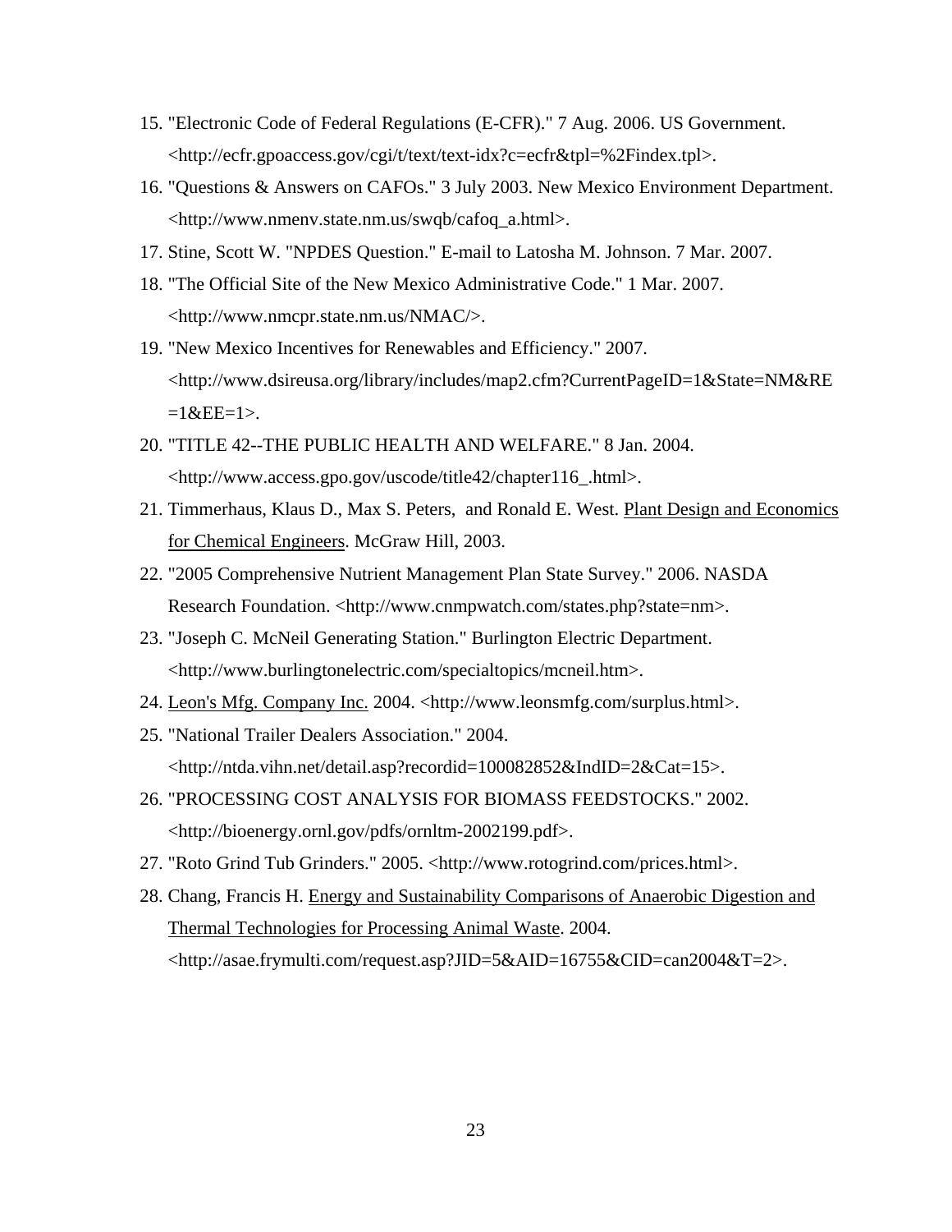15. "Electronic Code of Federal Regulations (E-CFR)." 7 Aug. 2006. US Government. <http://ecfr.gpoaccess.gov/cgi/t/text/text-idx?c=ecfr&tpl=%2Findex.tpl>.
16. "Questions & Answers on CAFOs." 3 July 2003. New Mexico Environment Department. <http://www.nmenv.state.nm.us/swqb/cafoq_a.html>.
17. Stine, Scott W. "NPDES Question." E-mail to Latosha M. Johnson. 7 Mar. 2007.
18. "The Official Site of the New Mexico Administrative Code." 1 Mar. 2007. <http://www.nmcpr.state.nm.us/NMAC/>.
19. "New Mexico Incentives for Renewables and Efficiency." 2007. <http://www.dsireusa.org/library/includes/map2.cfm?CurrentPageID=1&State=NM&RE=1&EE=1>.
20. "TITLE 42--THE PUBLIC HEALTH AND WELFARE." 8 Jan. 2004. <http://www.access.gpo.gov/uscode/title42/chapter116_.html>.
21. Timmerhaus, Klaus D., Max S. Peters, and Ronald E. West. <u>Plant Design and Economics for Chemical Engineers</u>. McGraw Hill, 2003.
22. "2005 Comprehensive Nutrient Management Plan State Survey." 2006. NASDA Research Foundation. <http://www.cnmpwatch.com/states.php?state=nm>.
23. "Joseph C. McNeil Generating Station." Burlington Electric Department. <http://www.burlingtonelectric.com/specialtopics/mcneil.htm>.
24. <u>Leon's Mfg. Company Inc.</u> 2004. <http://www.leonsmfg.com/surplus.html>.
25. "National Trailer Dealers Association." 2004. <http://ntda.vihn.net/detail.asp?recordid=100082852&IndID=2&Cat=15>.
26. "PROCESSING COST ANALYSIS FOR BIOMASS FEEDSTOCKS." 2002. <http://bioenergy.ornl.gov/pdfs/ornltm-2002199.pdf>.
27. "Roto Grind Tub Grinders." 2005. <http://www.rotogrind.com/prices.html>.
28. Chang, Francis H. <u>Energy and Sustainability Comparisons of Anaerobic Digestion and Thermal Technologies for Processing Animal Waste</u>. 2004. <http://asae.frymulti.com/request.asp?JID=5&AID=16755&CID=can2004&T=2>.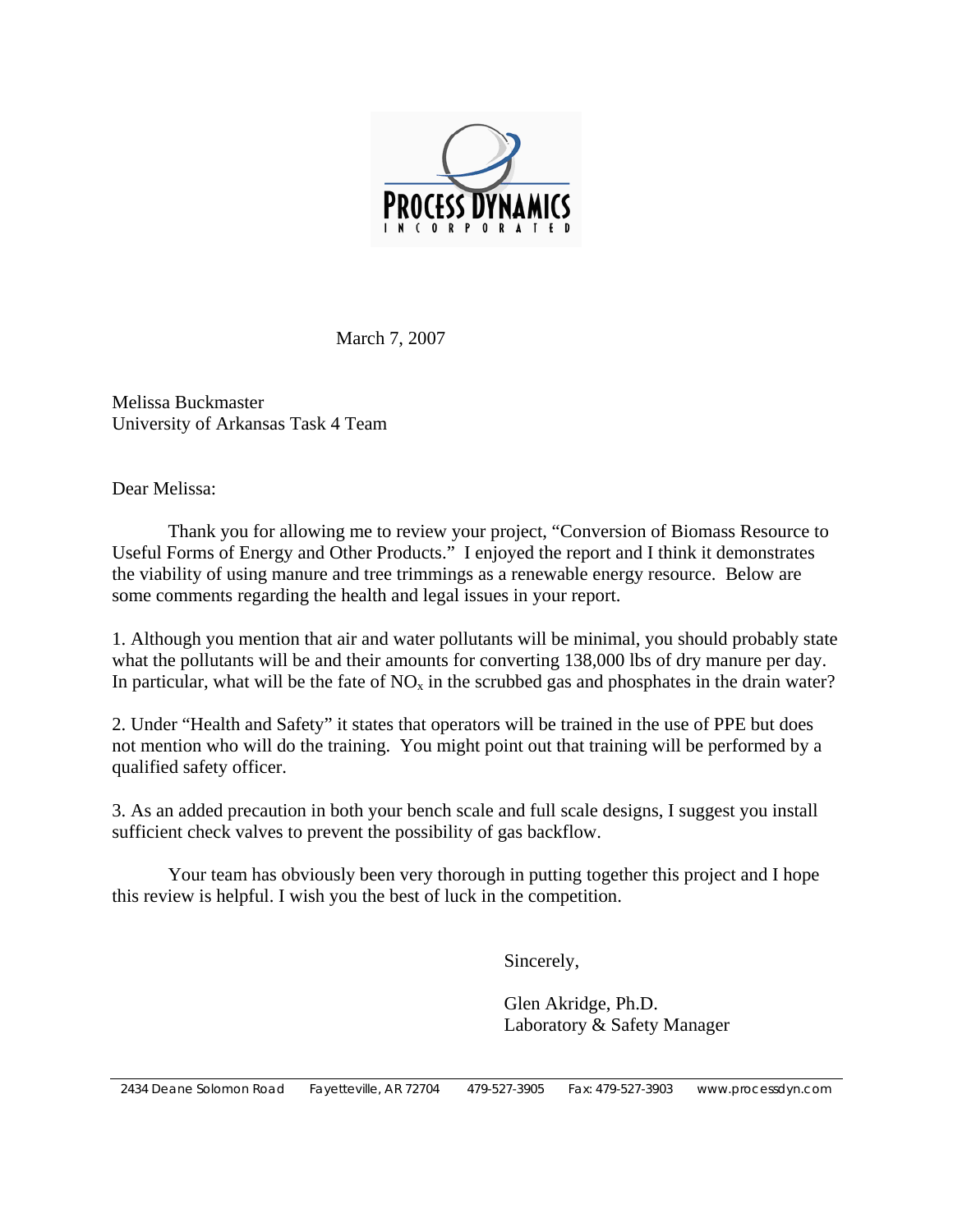PROCESS DYNAMICS

INCORPORATED

March 7, 2007

Melissa Buckmaster
University of Arkansas Task 4 Team

Dear Melissa:

Thank you for allowing me to review your project, "Conversion of Biomass Resource to Useful Forms of Energy and Other Products." I enjoyed the report and I think it demonstrates the viability of using manure and tree trimmings as a renewable energy resource. Below are some comments regarding the health and legal issues in your report.

1. Although you mention that air and water pollutants will be minimal, you should probably state what the pollutants will be and their amounts for converting 138,000 lbs of dry manure per day. In particular, what will be the fate of $NO_x$ in the scrubbed gas and phosphates in the drain water?

2. Under "Health and Safety" it states that operators will be trained in the use of PPE but does not mention who will do the training. You might point out that training will be performed by a qualified safety officer.

3. As an added precaution in both your bench scale and full scale designs, I suggest you install sufficient check valves to prevent the possibility of gas backflow.

Your team has obviously been very thorough in putting together this project and I hope this review is helpful. I wish you the best of luck in the competition.

Sincerely,

Glen Akridge, Ph.D.
Laboratory & Safety Manager

2434 Deane Solomon Road Fayetteville, AR 72704 479-527-3905 Fax: 479-527-3903 www.processdyn.com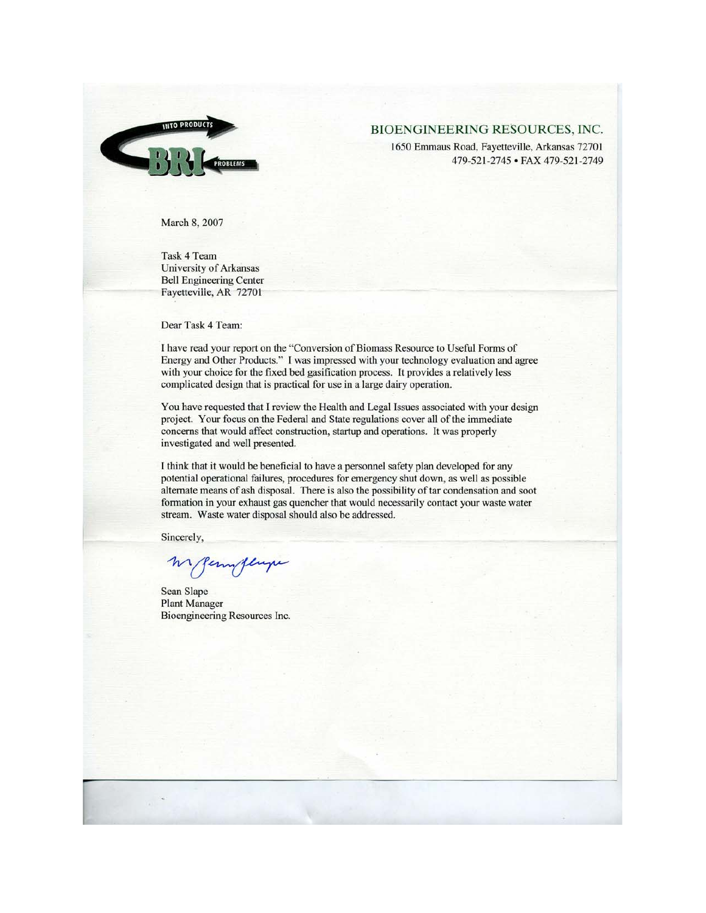BIOENGINEERING RESOURCES, INC.

1650 Emmaus Road, Fayetteville, Arkansas 72701
479-521-2745 • FAX 479-521-2749

March 8, 2007

Task 4 Team
University of Arkansas
Bell Engineering Center
Fayetteville, AR 72701

Dear Task 4 Team:

I have read your report on the "Conversion of Biomass Resource to Useful Forms of Energy and Other Products." I was impressed with your technology evaluation and agree with your choice for the fixed bed gasification process. It provides a relatively less complicated design that is practical for use in a large dairy operation.

You have requested that I review the Health and Legal Issues associated with your design project. Your focus on the Federal and State regulations cover all of the immediate concerns that would affect construction, startup and operations. It was properly investigated and well presented.

I think that it would be beneficial to have a personnel safety plan developed for any potential operational failures, procedures for emergency shut down, as well as possible alternate means of ash disposal. There is also the possibility of tar condensation and soot formation in your exhaust gas quencher that would necessarily contact your waste water stream. Waste water disposal should also be addressed.

Sincerely,

Sean Slape
Plant Manager
Bioengineering Resources Inc.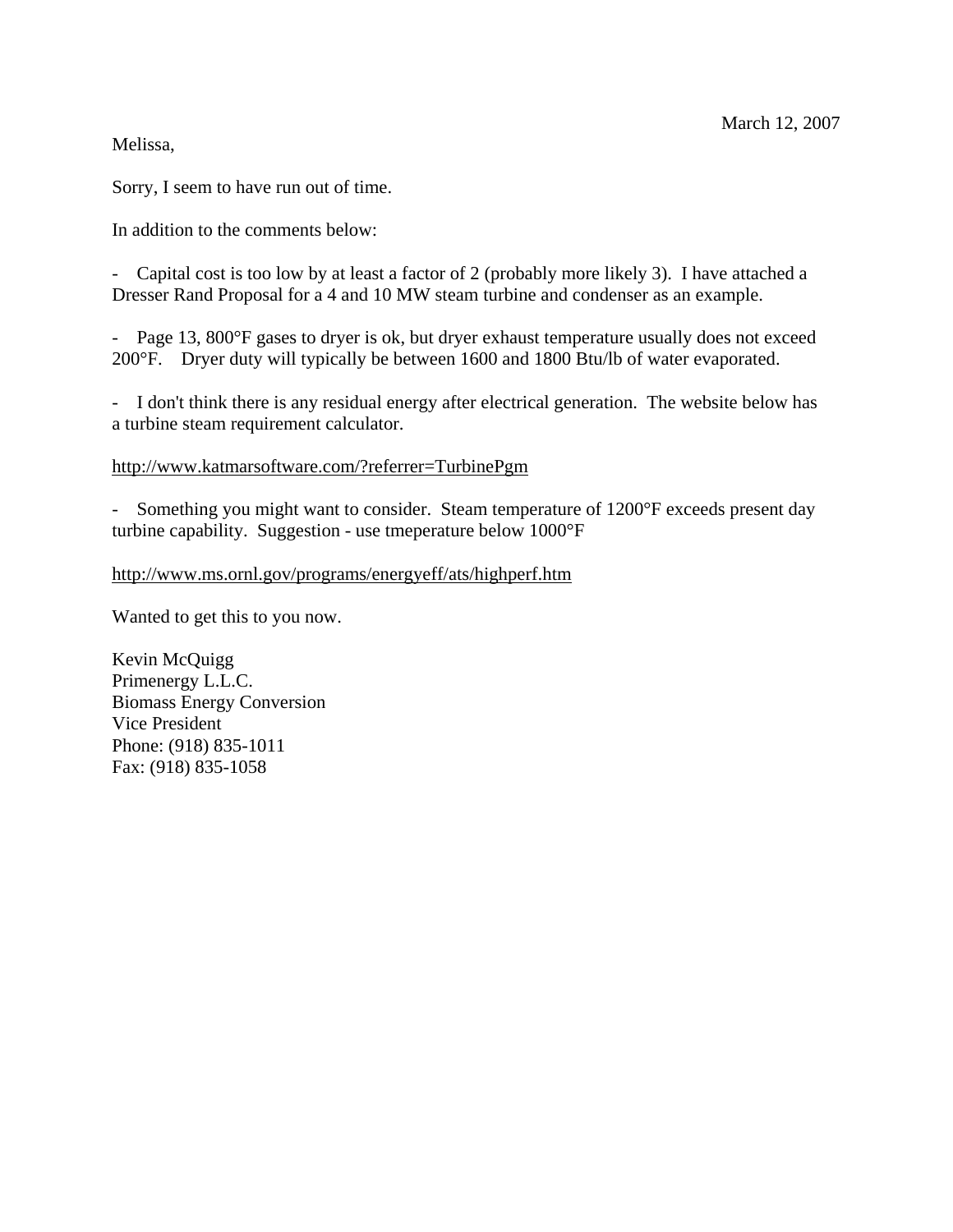March 12, 2007

Melissa,

Sorry, I seem to have run out of time.

In addition to the comments below:

- Capital cost is too low by at least a factor of 2 (probably more likely 3). I have attached a Dresser Rand Proposal for a 4 and 10 MW steam turbine and condenser as an example.

- Page 13, 800°F gases to dryer is ok, but dryer exhaust temperature usually does not exceed 200°F. Dryer duty will typically be between 1600 and 1800 Btu/lb of water evaporated.

- I don't think there is any residual energy after electrical generation. The website below has a turbine steam requirement calculator.

http://www.katmarsoftware.com/?referrer=TurbinePgm

- Something you might want to consider. Steam temperature of 1200°F exceeds present day turbine capability. Suggestion - use tmeperature below 1000°F

http://www.ms.ornl.gov/programs/energyeff/ats/highperf.htm

Wanted to get this to you now.

Kevin McQuigg
Primenergy L.L.C.
Biomass Energy Conversion
Vice President
Phone: (918) 835-1011
Fax: (918) 835-1058